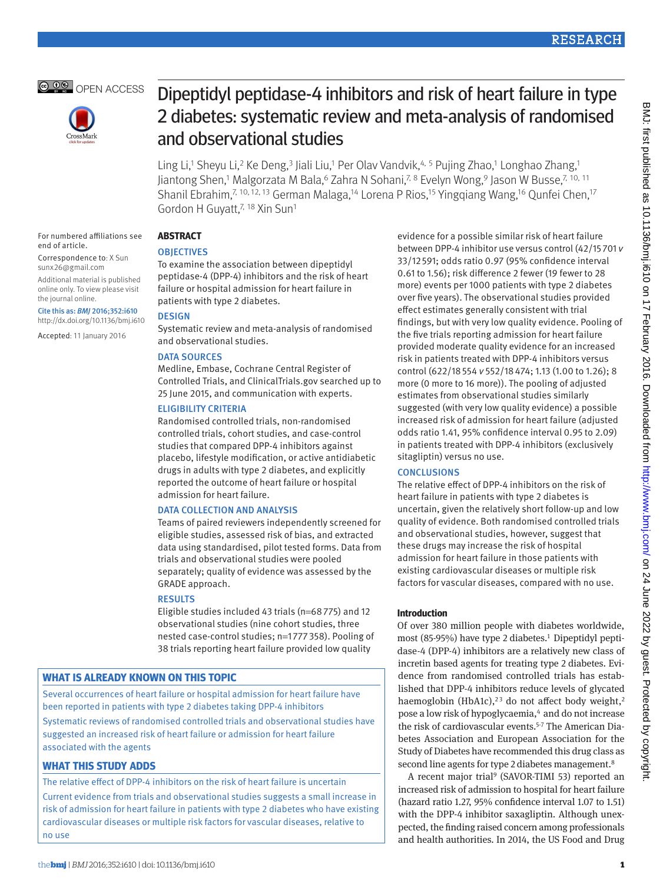# Dipeptidyl peptidase-4 inhibitors and risk of heart failure in type 2 diabetes: systematic review and meta-analysis of randomised and observational studies

Ling Li,[1] Sheyu Li,[2] Ke Deng,[3] Jiali Liu,[1] Per Olav Vandvik,[4,5] Pujing Zhao,[1] Longhao Zhang,[1] Jiantong Shen,[1] Malgorzata M Bala,[6] Zahra N Sohani,[7,8] Evelyn Wong,[9] Jason W Busse,[7,10,11] Shanil Ebrahim,[7,10,12,13] German Malaga,[14] Lorena P Rios,[15] Yingqiang Wang,[16] Qunfei Chen,[17] Gordon H Guyatt,[7,18] Xin Sun[1]

For numbered affiliations see end of article.

Correspondence to: X Sun sunx26@gmail.com

Additional material is published online only. To view please visit the journal online.

Cite this as: *BMJ* 2016;352:i610 http://dx.doi.org/10.1136/bmj.i610

Accepted: 11 January 2016

## ABSTRACT

### OBJECTIVES

To examine the association between dipeptidyl peptidase-4 (DPP-4) inhibitors and the risk of heart failure or hospital admission for heart failure in patients with type 2 diabetes.

### DESIGN

Systematic review and meta-analysis of randomised and observational studies.

### DATA SOURCES

Medline, Embase, Cochrane Central Register of Controlled Trials, and ClinicalTrials.gov searched up to 25 June 2015, and communication with experts.

### ELIGIBILITY CRITERIA

Randomised controlled trials, non-randomised controlled trials, cohort studies, and case-control studies that compared DPP-4 inhibitors against placebo, lifestyle modification, or active antidiabetic drugs in adults with type 2 diabetes, and explicitly reported the outcome of heart failure or hospital admission for heart failure.

### DATA COLLECTION AND ANALYSIS

Teams of paired reviewers independently screened for eligible studies, assessed risk of bias, and extracted data using standardised, pilot tested forms. Data from trials and observational studies were pooled separately; quality of evidence was assessed by the GRADE approach.

### RESULTS

Eligible studies included 43 trials (n=68 775) and 12 observational studies (nine cohort studies, three nested case-control studies; n=1777 358). Pooling of 38 trials reporting heart failure provided low quality evidence for a possible similar risk of heart failure between DPP-4 inhibitor use versus control (42/15 701 *v* 33/12 591; odds ratio 0.97 (95% confidence interval 0.61 to 1.56); risk difference 2 fewer (19 fewer to 28 more) events per 1000 patients with type 2 diabetes over five years). The observational studies provided effect estimates generally consistent with trial findings, but with very low quality evidence. Pooling of the five trials reporting admission for heart failure provided moderate quality evidence for an increased risk in patients treated with DPP-4 inhibitors versus control (622/18 554 *v* 552/18 474; 1.13 (1.00 to 1.26); 8 more (0 more to 16 more)). The pooling of adjusted estimates from observational studies similarly suggested (with very low quality evidence) a possible increased risk of admission for heart failure (adjusted odds ratio 1.41, 95% confidence interval 0.95 to 2.09) in patients treated with DPP-4 inhibitors (exclusively sitagliptin) versus no use.

### CONCLUSIONS

The relative effect of DPP-4 inhibitors on the risk of heart failure in patients with type 2 diabetes is uncertain, given the relatively short follow-up and low quality of evidence. Both randomised controlled trials and observational studies, however, suggest that these drugs may increase the risk of hospital admission for heart failure in those patients with existing cardiovascular diseases or multiple risk factors for vascular diseases, compared with no use.

### WHAT IS ALREADY KNOWN ON THIS TOPIC

Several occurrences of heart failure or hospital admission for heart failure have been reported in patients with type 2 diabetes taking DPP-4 inhibitors

Systematic reviews of randomised controlled trials and observational studies have suggested an increased risk of heart failure or admission for heart failure associated with the agents

### WHAT THIS STUDY ADDS

The relative effect of DPP-4 inhibitors on the risk of heart failure is uncertain

Current evidence from trials and observational studies suggests a small increase in risk of admission for heart failure in patients with type 2 diabetes who have existing cardiovascular diseases or multiple risk factors for vascular diseases, relative to no use

## Introduction

Of over 380 million people with diabetes worldwide, most (85-95%) have type 2 diabetes.[1] Dipeptidyl peptidase-4 (DPP-4) inhibitors are a relatively new class of incretin based agents for treating type 2 diabetes. Evidence from randomised controlled trials has established that DPP-4 inhibitors reduce levels of glycated haemoglobin (HbA1c),[2,3] do not affect body weight,[2] pose a low risk of hypoglycaemia,[4] and do not increase the risk of cardiovascular events.[5-7] The American Diabetes Association and European Association for the Study of Diabetes have recommended this drug class as second line agents for type 2 diabetes management.[8]

A recent major trial[9] (SAVOR-TIMI 53) reported an increased risk of admission to hospital for heart failure (hazard ratio 1.27, 95% confidence interval 1.07 to 1.51) with the DPP-4 inhibitor saxagliptin. Although unexpected, the finding raised concern among professionals and health authorities. In 2014, the US Food and Drug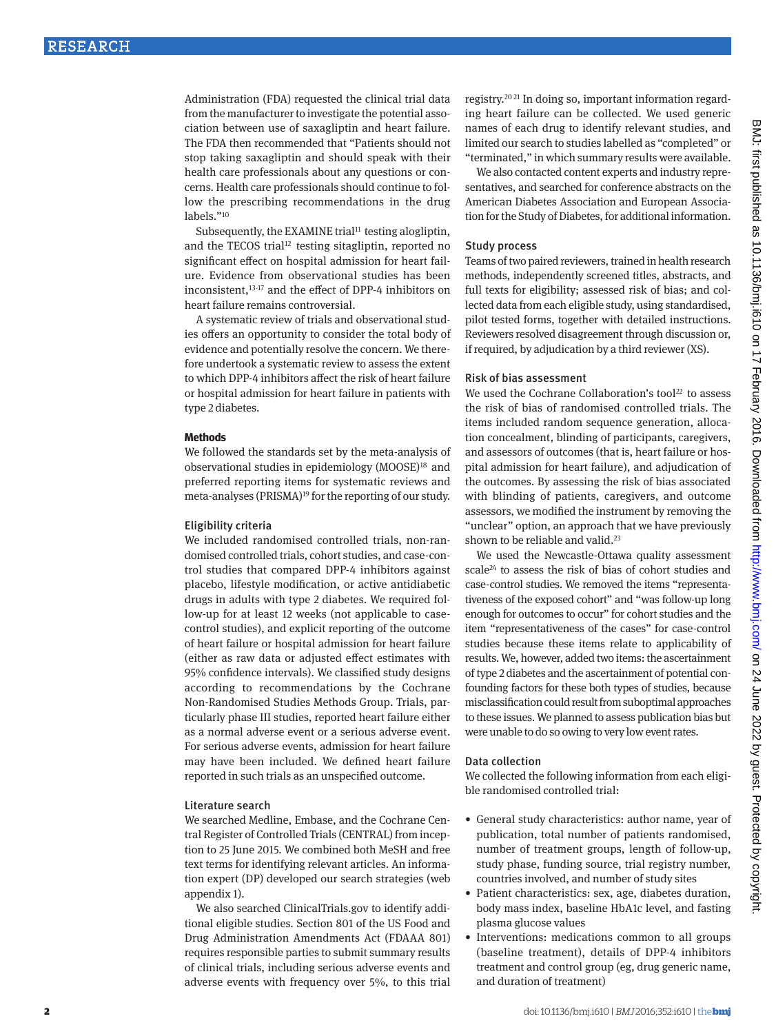Administration (FDA) requested the clinical trial data from the manufacturer to investigate the potential association between use of saxagliptin and heart failure. The FDA then recommended that "Patients should not stop taking saxagliptin and should speak with their health care professionals about any questions or concerns. Health care professionals should continue to follow the prescribing recommendations in the drug labels."[10]

Subsequently, the EXAMINE trial[11] testing alogliptin, and the TECOS trial[12] testing sitagliptin, reported no significant effect on hospital admission for heart failure. Evidence from observational studies has been inconsistent,[13-17] and the effect of DPP-4 inhibitors on heart failure remains controversial.

A systematic review of trials and observational studies offers an opportunity to consider the total body of evidence and potentially resolve the concern. We therefore undertook a systematic review to assess the extent to which DPP-4 inhibitors affect the risk of heart failure or hospital admission for heart failure in patients with type 2 diabetes.

## Methods

We followed the standards set by the meta-analysis of observational studies in epidemiology (MOOSE)[18] and preferred reporting items for systematic reviews and meta-analyses (PRISMA)[19] for the reporting of our study.

### Eligibility criteria

We included randomised controlled trials, non-randomised controlled trials, cohort studies, and case-control studies that compared DPP-4 inhibitors against placebo, lifestyle modification, or active antidiabetic drugs in adults with type 2 diabetes. We required follow-up for at least 12 weeks (not applicable to case-control studies), and explicit reporting of the outcome of heart failure or hospital admission for heart failure (either as raw data or adjusted effect estimates with 95% confidence intervals). We classified study designs according to recommendations by the Cochrane Non-Randomised Studies Methods Group. Trials, particularly phase III studies, reported heart failure either as a normal adverse event or a serious adverse event. For serious adverse events, admission for heart failure may have been included. We defined heart failure reported in such trials as an unspecified outcome.

### Literature search

We searched Medline, Embase, and the Cochrane Central Register of Controlled Trials (CENTRAL) from inception to 25 June 2015. We combined both MeSH and free text terms for identifying relevant articles. An information expert (DP) developed our search strategies (web appendix 1).

We also searched ClinicalTrials.gov to identify additional eligible studies. Section 801 of the US Food and Drug Administration Amendments Act (FDAAA 801) requires responsible parties to submit summary results of clinical trials, including serious adverse events and adverse events with frequency over 5%, to this trial registry.[20 21] In doing so, important information regarding heart failure can be collected. We used generic names of each drug to identify relevant studies, and limited our search to studies labelled as "completed" or "terminated," in which summary results were available.

We also contacted content experts and industry representatives, and searched for conference abstracts on the American Diabetes Association and European Association for the Study of Diabetes, for additional information.

### Study process

Teams of two paired reviewers, trained in health research methods, independently screened titles, abstracts, and full texts for eligibility; assessed risk of bias; and collected data from each eligible study, using standardised, pilot tested forms, together with detailed instructions. Reviewers resolved disagreement through discussion or, if required, by adjudication by a third reviewer (XS).

### Risk of bias assessment

We used the Cochrane Collaboration's tool[22] to assess the risk of bias of randomised controlled trials. The items included random sequence generation, allocation concealment, blinding of participants, caregivers, and assessors of outcomes (that is, heart failure or hospital admission for heart failure), and adjudication of the outcomes. By assessing the risk of bias associated with blinding of patients, caregivers, and outcome assessors, we modified the instrument by removing the "unclear" option, an approach that we have previously shown to be reliable and valid.[23]

We used the Newcastle-Ottawa quality assessment scale[24] to assess the risk of bias of cohort studies and case-control studies. We removed the items "representativeness of the exposed cohort" and "was follow-up long enough for outcomes to occur" for cohort studies and the item "representativeness of the cases" for case-control studies because these items relate to applicability of results. We, however, added two items: the ascertainment of type 2 diabetes and the ascertainment of potential confounding factors for these both types of studies, because misclassification could result from suboptimal approaches to these issues. We planned to assess publication bias but were unable to do so owing to very low event rates.

### Data collection

We collected the following information from each eligible randomised controlled trial:

- General study characteristics: author name, year of publication, total number of patients randomised, number of treatment groups, length of follow-up, study phase, funding source, trial registry number, countries involved, and number of study sites
- Patient characteristics: sex, age, diabetes duration, body mass index, baseline HbA1c level, and fasting plasma glucose values
- Interventions: medications common to all groups (baseline treatment), details of DPP-4 inhibitors treatment and control group (eg, drug generic name, and duration of treatment)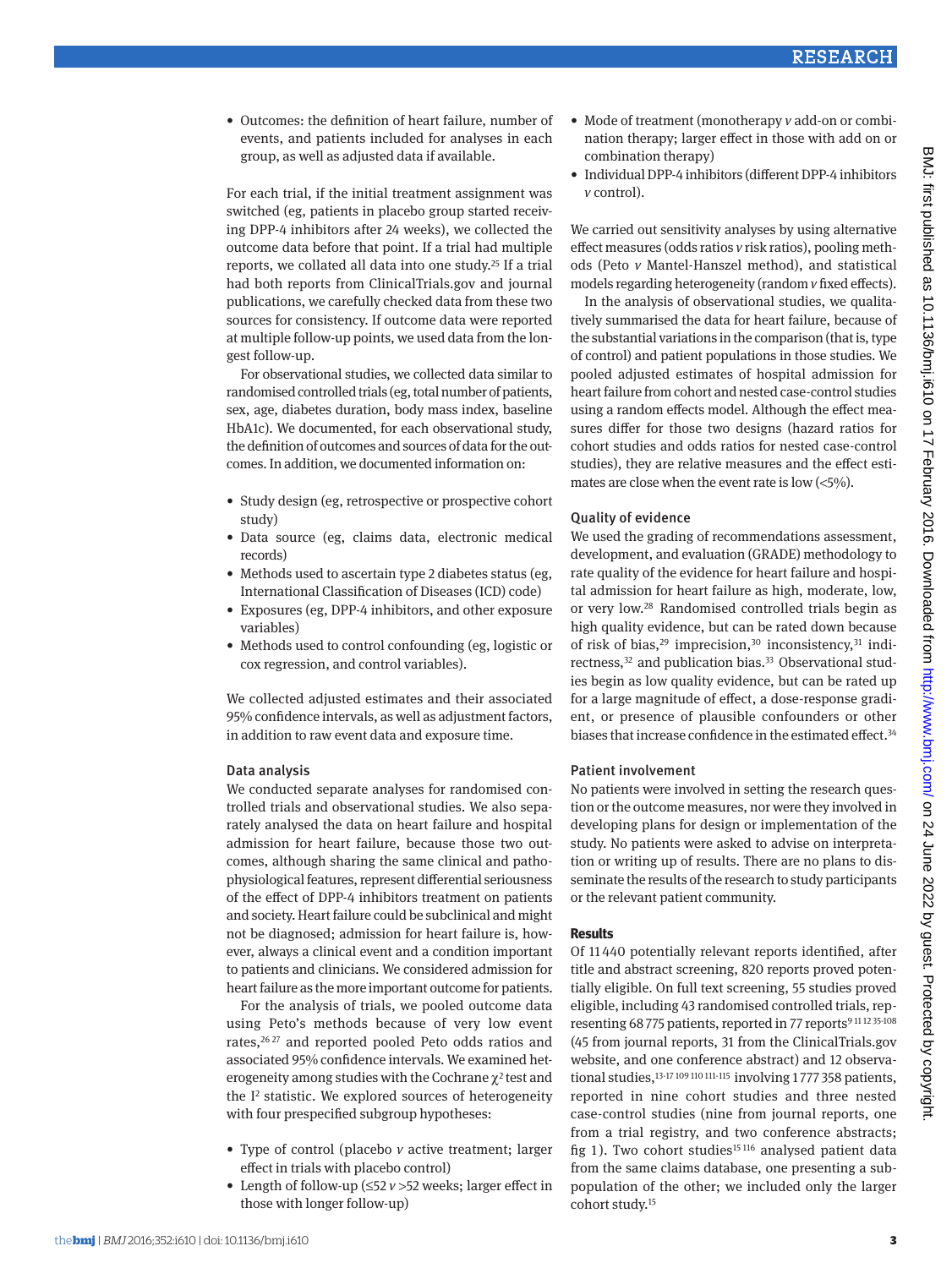- Outcomes: the definition of heart failure, number of events, and patients included for analyses in each group, as well as adjusted data if available.

For each trial, if the initial treatment assignment was switched (eg, patients in placebo group started receiving DPP-4 inhibitors after 24 weeks), we collected the outcome data before that point. If a trial had multiple reports, we collated all data into one study.[25] If a trial had both reports from ClinicalTrials.gov and journal publications, we carefully checked data from these two sources for consistency. If outcome data were reported at multiple follow-up points, we used data from the longest follow-up.

For observational studies, we collected data similar to randomised controlled trials (eg, total number of patients, sex, age, diabetes duration, body mass index, baseline HbA1c). We documented, for each observational study, the definition of outcomes and sources of data for the outcomes. In addition, we documented information on:

- Study design (eg, retrospective or prospective cohort study)
- Data source (eg, claims data, electronic medical records)
- Methods used to ascertain type 2 diabetes status (eg, International Classification of Diseases (ICD) code)
- Exposures (eg, DPP-4 inhibitors, and other exposure variables)
- Methods used to control confounding (eg, logistic or cox regression, and control variables).

We collected adjusted estimates and their associated 95% confidence intervals, as well as adjustment factors, in addition to raw event data and exposure time.

### Data analysis

We conducted separate analyses for randomised controlled trials and observational studies. We also separately analysed the data on heart failure and hospital admission for heart failure, because those two outcomes, although sharing the same clinical and pathophysiological features, represent differential seriousness of the effect of DPP-4 inhibitors treatment on patients and society. Heart failure could be subclinical and might not be diagnosed; admission for heart failure is, however, always a clinical event and a condition important to patients and clinicians. We considered admission for heart failure as the more important outcome for patients.

For the analysis of trials, we pooled outcome data using Peto's methods because of very low event rates,[26,27] and reported pooled Peto odds ratios and associated 95% confidence intervals. We examined heterogeneity among studies with the Cochrane $\chi^2$ test and the $I^2$ statistic. We explored sources of heterogeneity with four prespecified subgroup hypotheses:

- Type of control (placebo *v* active treatment; larger effect in trials with placebo control)
- Length of follow-up (≤52 *v* >52 weeks; larger effect in those with longer follow-up)
- Mode of treatment (monotherapy *v* add-on or combination therapy; larger effect in those with add on or combination therapy)
- Individual DPP-4 inhibitors (different DPP-4 inhibitors *v* control).

We carried out sensitivity analyses by using alternative effect measures (odds ratios *v* risk ratios), pooling methods (Peto *v* Mantel-Hanszel method), and statistical models regarding heterogeneity (random *v* fixed effects).

In the analysis of observational studies, we qualitatively summarised the data for heart failure, because of the substantial variations in the comparison (that is, type of control) and patient populations in those studies. We pooled adjusted estimates of hospital admission for heart failure from cohort and nested case-control studies using a random effects model. Although the effect measures differ for those two designs (hazard ratios for cohort studies and odds ratios for nested case-control studies), they are relative measures and the effect estimates are close when the event rate is low (<5%).

### Quality of evidence

We used the grading of recommendations assessment, development, and evaluation (GRADE) methodology to rate quality of the evidence for heart failure and hospital admission for heart failure as high, moderate, low, or very low.[28] Randomised controlled trials begin as high quality evidence, but can be rated down because of risk of bias,[29] imprecision,[30] inconsistency,[31] indirectness,[32] and publication bias.[33] Observational studies begin as low quality evidence, but can be rated up for a large magnitude of effect, a dose-response gradient, or presence of plausible confounders or other biases that increase confidence in the estimated effect.[34]

### Patient involvement

No patients were involved in setting the research question or the outcome measures, nor were they involved in developing plans for design or implementation of the study. No patients were asked to advise on interpretation or writing up of results. There are no plans to disseminate the results of the research to study participants or the relevant patient community.

## Results

Of 11 440 potentially relevant reports identified, after title and abstract screening, 820 reports proved potentially eligible. On full text screening, 55 studies proved eligible, including 43 randomised controlled trials, representing 68 775 patients, reported in 77 reports[9,11,12,35-108] (45 from journal reports, 31 from the ClinicalTrials.gov website, and one conference abstract) and 12 observational studies,[13-17,109,110,111-115] involving 1 777 358 patients, reported in nine cohort studies and three nested case-control studies (nine from journal reports, one from a trial registry, and two conference abstracts; fig 1). Two cohort studies[15,116] analysed patient data from the same claims database, one presenting a subpopulation of the other; we included only the larger cohort study.[15]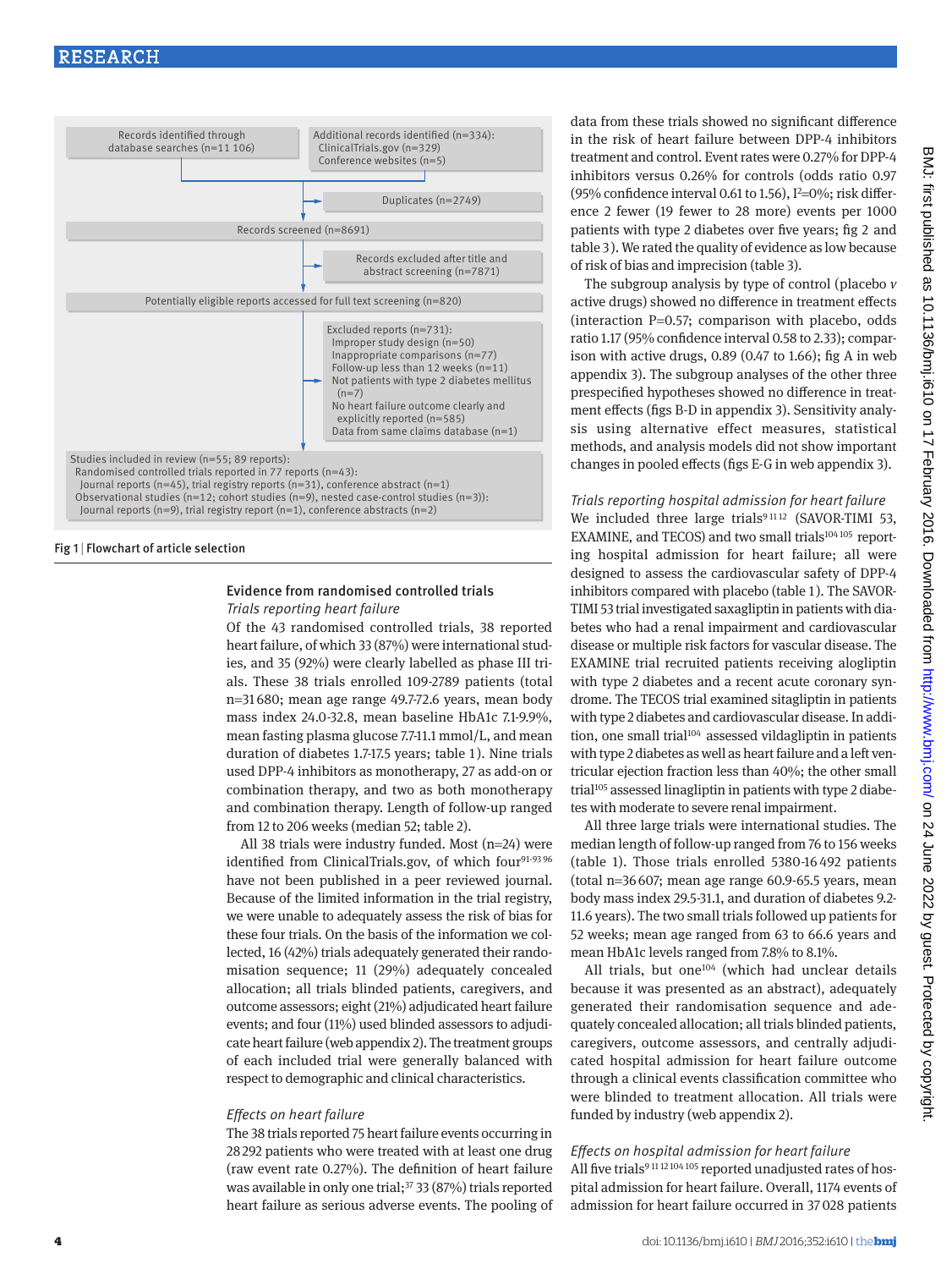Records identified through database searches (n=11 106)

Additional records identified (n=334):
ClinicalTrials.gov (n=329)
Conference websites (n=5)

Duplicates (n=2749)

Records screened (n=8691)

Records excluded after title and abstract screening (n=7871)

Potentially eligible reports accessed for full text screening (n=820)

Excluded reports (n=731):
Improper study design (n=50)
Inappropriate comparisons (n=77)
Follow-up less than 12 weeks (n=11)
Not patients with type 2 diabetes mellitus (n=7)
No heart failure outcome clearly and explicitly reported (n=585)
Data from same claims database (n=1)

Studies included in review (n=55; 89 reports):
Randomised controlled trials reported in 77 reports (n=43):
Journal reports (n=45), trial registry reports (n=31), conference abstract (n=1)
Observational studies (n=12; cohort studies (n=9), nested case-control studies (n=3)):
Journal reports (n=9), trial registry report (n=1), conference abstracts (n=2)

Fig 1 | Flowchart of article selection

## Evidence from randomised controlled trials

*Trials reporting heart failure*

Of the 43 randomised controlled trials, 38 reported heart failure, of which 33 (87%) were international studies, and 35 (92%) were clearly labelled as phase III trials. These 38 trials enrolled 109-2789 patients (total n=31 680; mean age range 49.7-72.6 years, mean body mass index 24.0-32.8, mean baseline HbA1c 7.1-9.9%, mean fasting plasma glucose 7.7-11.1 mmol/L, and mean duration of diabetes 1.7-17.5 years; table 1). Nine trials used DPP-4 inhibitors as monotherapy, 27 as add-on or combination therapy, and two as both monotherapy and combination therapy. Length of follow-up ranged from 12 to 206 weeks (median 52; table 2).

All 38 trials were industry funded. Most (n=24) were identified from ClinicalTrials.gov, of which four[91-93 96] have not been published in a peer reviewed journal. Because of the limited information in the trial registry, we were unable to adequately assess the risk of bias for these four trials. On the basis of the information we collected, 16 (42%) trials adequately generated their randomisation sequence; 11 (29%) adequately concealed allocation; all trials blinded patients, caregivers, and outcome assessors; eight (21%) adjudicated heart failure events; and four (11%) used blinded assessors to adjudicate heart failure (web appendix 2). The treatment groups of each included trial were generally balanced with respect to demographic and clinical characteristics.

*Effects on heart failure*

The 38 trials reported 75 heart failure events occurring in 28 292 patients who were treated with at least one drug (raw event rate 0.27%). The definition of heart failure was available in only one trial;[37] 33 (87%) trials reported heart failure as serious adverse events. The pooling of data from these trials showed no significant difference in the risk of heart failure between DPP-4 inhibitors treatment and control. Event rates were 0.27% for DPP-4 inhibitors versus 0.26% for controls (odds ratio 0.97 (95% confidence interval 0.61 to 1.56), $I^2$=0%; risk difference 2 fewer (19 fewer to 28 more) events per 1000 patients with type 2 diabetes over five years; fig 2 and table 3). We rated the quality of evidence as low because of risk of bias and imprecision (table 3).

The subgroup analysis by type of control (placebo *v* active drugs) showed no difference in treatment effects (interaction P=0.57; comparison with placebo, odds ratio 1.17 (95% confidence interval 0.58 to 2.33); comparison with active drugs, 0.89 (0.47 to 1.66); fig A in web appendix 3). The subgroup analyses of the other three prespecified hypotheses showed no difference in treatment effects (figs B-D in appendix 3). Sensitivity analysis using alternative effect measures, statistical methods, and analysis models did not show important changes in pooled effects (figs E-G in web appendix 3).

*Trials reporting hospital admission for heart failure*

We included three large trials[9 11 12] (SAVOR-TIMI 53, EXAMINE, and TECOS) and two small trials[104 105] reporting hospital admission for heart failure; all were designed to assess the cardiovascular safety of DPP-4 inhibitors compared with placebo (table 1). The SAVOR-TIMI 53 trial investigated saxagliptin in patients with diabetes who had a renal impairment and cardiovascular disease or multiple risk factors for vascular disease. The EXAMINE trial recruited patients receiving alogliptin with type 2 diabetes and a recent acute coronary syndrome. The TECOS trial examined sitagliptin in patients with type 2 diabetes and cardiovascular disease. In addition, one small trial[104] assessed vildagliptin in patients with type 2 diabetes as well as heart failure and a left ventricular ejection fraction less than 40%; the other small trial[105] assessed linagliptin in patients with type 2 diabetes with moderate to severe renal impairment.

All three large trials were international studies. The median length of follow-up ranged from 76 to 156 weeks (table 1). Those trials enrolled 5380-16 492 patients (total n=36 607; mean age range 60.9-65.5 years, mean body mass index 29.5-31.1, and duration of diabetes 9.2-11.6 years). The two small trials followed up patients for 52 weeks; mean age ranged from 63 to 66.6 years and mean HbA1c levels ranged from 7.8% to 8.1%.

All trials, but one[104] (which had unclear details because it was presented as an abstract), adequately generated their randomisation sequence and adequately concealed allocation; all trials blinded patients, caregivers, outcome assessors, and centrally adjudicated hospital admission for heart failure outcome through a clinical events classification committee who were blinded to treatment allocation. All trials were funded by industry (web appendix 2).

*Effects on hospital admission for heart failure*

All five trials[9 11 12 104 105] reported unadjusted rates of hospital admission for heart failure. Overall, 1174 events of admission for heart failure occurred in 37 028 patients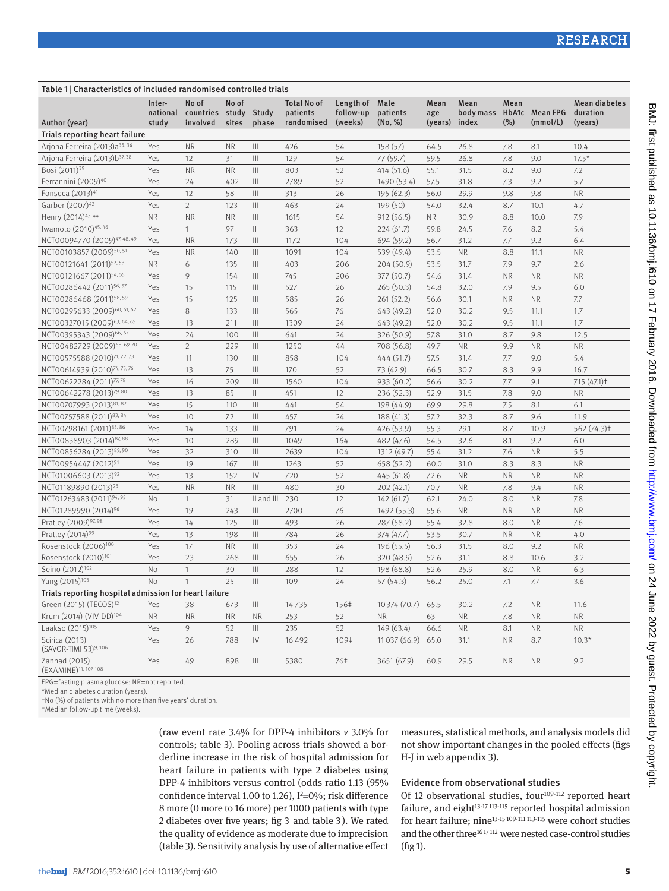Table 1 | Characteristics of included randomised controlled trials

| Author (year) | International study | No of countries involved | No of study sites | Study phase | Total No of patients randomised | Length of follow-up (weeks) | Male patients (No, %) | Mean age (years) | Mean body mass index | Mean HbA1c (%) | Mean FPG (mmol/L) | Mean diabetes duration (years) |
|---|---|---|---|---|---|---|---|---|---|---|---|---|
| **Trials reporting heart failure** | | | | | | | | | | | | |
| Arjona Ferreira (2013)a[35,36] | Yes | NR | NR | III | 426 | 54 | 158 (57) | 64.5 | 26.8 | 7.8 | 8.1 | 10.4 |
| Arjona Ferreira (2013)b[37,38] | Yes | 12 | 31 | III | 129 | 54 | 77 (59.7) | 59.5 | 26.8 | 7.8 | 9.0 | 17.5* |
| Bosi (2011)[39] | Yes | NR | NR | III | 803 | 52 | 414 (51.6) | 55.1 | 31.5 | 8.2 | 9.0 | 7.2 |
| Ferrannini (2009)[40] | Yes | 24 | 402 | III | 2789 | 52 | 1490 (53.4) | 57.5 | 31.8 | 7.3 | 9.2 | 5.7 |
| Fonseca (2013)[41] | Yes | 12 | 58 | III | 313 | 26 | 195 (62.3) | 56.0 | 29.9 | 9.8 | 9.8 | NR |
| Garber (2007)[42] | Yes | 2 | 123 | III | 463 | 24 | 199 (50) | 54.0 | 32.4 | 8.7 | 10.1 | 4.7 |
| Henry (2014)[43,44] | NR | NR | NR | III | 1615 | 54 | 912 (56.5) | NR | 30.9 | 8.8 | 10.0 | 7.9 |
| Iwamoto (2010)[45,46] | Yes | 1 | 97 | II | 363 | 12 | 224 (61.7) | 59.8 | 24.5 | 7.6 | 8.2 | 5.4 |
| NCT00094770 (2009)[47,48,49] | Yes | NR | 173 | III | 1172 | 104 | 694 (59.2) | 56.7 | 31.2 | 7.7 | 9.2 | 6.4 |
| NCT00103857 (2009)[50,51] | Yes | NR | 140 | III | 1091 | 104 | 539 (49.4) | 53.5 | NR | 8.8 | 11.1 | NR |
| NCT00121641 (2011)[52,53] | NR | 6 | 135 | III | 403 | 206 | 204 (50.9) | 53.5 | 31.7 | 7.9 | 9.7 | 2.6 |
| NCT00121667 (2011)[54,55] | Yes | 9 | 154 | III | 745 | 206 | 377 (50.7) | 54.6 | 31.4 | NR | NR | NR |
| NCT00286442 (2011)[56,57] | Yes | 15 | 115 | III | 527 | 26 | 265 (50.3) | 54.8 | 32.0 | 7.9 | 9.5 | 6.0 |
| NCT00286468 (2011)[58,59] | Yes | 15 | 125 | III | 585 | 26 | 261 (52.2) | 56.6 | 30.1 | NR | NR | 7.7 |
| NCT00295633 (2009)[60,61,62] | Yes | 8 | 133 | III | 565 | 76 | 643 (49.2) | 52.0 | 30.2 | 9.5 | 11.1 | 1.7 |
| NCT00327015 (2009)[63,64,65] | Yes | 13 | 211 | III | 1309 | 24 | 643 (49.2) | 52.0 | 30.2 | 9.5 | 11.1 | 1.7 |
| NCT00395343 (2009)[66,67] | Yes | 24 | 100 | III | 641 | 24 | 326 (50.9) | 57.8 | 31.0 | 8.7 | 9.8 | 12.5 |
| NCT00482729 (2009)[68,69,70] | Yes | 2 | 229 | III | 1250 | 44 | 708 (56.8) | 49.7 | NR | 9.9 | NR | NR |
| NCT00575588 (2010)[71,72,73] | Yes | 11 | 130 | III | 858 | 104 | 444 (51.7) | 57.5 | 31.4 | 7.7 | 9.0 | 5.4 |
| NCT00614939 (2010)[74,75,76] | Yes | 13 | 75 | III | 170 | 52 | 73 (42.9) | 66.5 | 30.7 | 8.3 | 9.9 | 16.7 |
| NCT00622284 (2011)[77,78] | Yes | 16 | 209 | III | 1560 | 104 | 933 (60.2) | 56.6 | 30.2 | 7.7 | 9.1 | 715 (47.1)† |
| NCT00642278 (2013)[79,80] | Yes | 13 | 85 | II | 451 | 12 | 236 (52.3) | 52.9 | 31.5 | 7.8 | 9.0 | NR |
| NCT00707993 (2013)[81,82] | Yes | 15 | 110 | III | 441 | 54 | 198 (44.9) | 69.9 | 29.8 | 7.5 | 8.1 | 6.1 |
| NCT00757588 (2011)[83,84] | Yes | 10 | 72 | III | 457 | 24 | 188 (41.3) | 57.2 | 32.3 | 8.7 | 9.6 | 11.9 |
| NCT00798161 (2011)[85,86] | Yes | 14 | 133 | III | 791 | 24 | 426 (53.9) | 55.3 | 29.1 | 8.7 | 10.9 | 562 (74.3)† |
| NCT00838903 (2014)[87,88] | Yes | 10 | 289 | III | 1049 | 164 | 482 (47.6) | 54.5 | 32.6 | 8.1 | 9.2 | 6.0 |
| NCT00856284 (2013)[89,90] | Yes | 32 | 310 | III | 2639 | 104 | 1312 (49.7) | 55.4 | 31.2 | 7.6 | NR | 5.5 |
| NCT00954447 (2012)[91] | Yes | 19 | 167 | III | 1263 | 52 | 658 (52.2) | 60.0 | 31.0 | 8.3 | 8.3 | NR |
| NCT01006603 (2013)[92] | Yes | 13 | 152 | IV | 720 | 52 | 445 (61.8) | 72.6 | NR | NR | NR | NR |
| NCT01189890 (2013)[93] | Yes | NR | NR | III | 480 | 30 | 202 (42.1) | 70.7 | NR | 7.8 | 9.4 | NR |
| NCT01263483 (2011)[94,95] | No | 1 | 31 | II and III | 230 | 12 | 142 (61.7) | 62.1 | 24.0 | 8.0 | NR | 7.8 |
| NCT01289990 (2014)[96] | Yes | 19 | 243 | III | 2700 | 76 | 1492 (55.3) | 55.6 | NR | NR | NR | NR |
| Pratley (2009)[97,98] | Yes | 14 | 125 | III | 493 | 26 | 287 (58.2) | 55.4 | 32.8 | 8.0 | NR | 7.6 |
| Pratley (2014)[99] | Yes | 13 | 198 | III | 784 | 26 | 374 (47.7) | 53.5 | 30.7 | NR | NR | 4.0 |
| Rosenstock (2006)[100] | Yes | 17 | NR | III | 353 | 24 | 196 (55.5) | 56.3 | 31.5 | 8.0 | 9.2 | NR |
| Rosenstock (2010)[101] | Yes | 23 | 268 | III | 655 | 26 | 320 (48.9) | 52.6 | 31.1 | 8.8 | 10.6 | 3.2 |
| Seino (2012)[102] | No | 1 | 30 | III | 288 | 12 | 198 (68.8) | 52.6 | 25.9 | 8.0 | NR | 6.3 |
| Yang (2015)[103] | No | 1 | 25 | III | 109 | 24 | 57 (54.3) | 56.2 | 25.0 | 7.1 | 7.7 | 3.6 |
| **Trials reporting hospital admission for heart failure** | | | | | | | | | | | | |
| Green (2015) (TECOS)[12] | Yes | 38 | 673 | III | 14 735 | 156‡ | 10 374 (70.7) | 65.5 | 30.2 | 7.2 | NR | 11.6 |
| Krum (2014) (VIVIDD)[104] | NR | NR | NR | NR | 253 | 52 | NR | 63 | NR | 7.8 | NR | NR |
| Laakso (2015)[105] | Yes | 9 | 52 | III | 235 | 52 | 149 (63.4) | 66.6 | NR | 8.1 | NR | NR |
| Scirica (2013) (SAVOR-TIMI 53)[9,106] | Yes | 26 | 788 | IV | 16 492 | 109‡ | 11 037 (66.9) | 65.0 | 31.1 | NR | 8.7 | 10.3* |
| Zannad (2015) (EXAMINE)[11,107,108] | Yes | 49 | 898 | III | 5380 | 76‡ | 3651 (67.9) | 60.9 | 29.5 | NR | NR | 9.2 |

FPG=fasting plasma glucose; NR=not reported.
*Median diabetes duration (years).
†No (%) of patients with no more than five years' duration.
‡Median follow-up time (weeks).

(raw event rate 3.4% for DPP-4 inhibitors *v* 3.0% for controls; table 3). Pooling across trials showed a borderline increase in the risk of hospital admission for heart failure in patients with type 2 diabetes using DPP-4 inhibitors versus control (odds ratio 1.13 (95% confidence interval 1.00 to 1.26), $I^2$=0%; risk difference 8 more (0 more to 16 more) per 1000 patients with type 2 diabetes over five years; fig 3 and table 3). We rated the quality of evidence as moderate due to imprecision (table 3). Sensitivity analysis by use of alternative effect measures, statistical methods, and analysis models did not show important changes in the pooled effects (figs H-J in web appendix 3).

### Evidence from observational studies

Of 12 observational studies, four[109-112] reported heart failure, and eight[13-17,113-115] reported hospital admission for heart failure; nine[13-15,109-111,113-115] were cohort studies and the other three[16,17,112] were nested case-control studies (fig 1).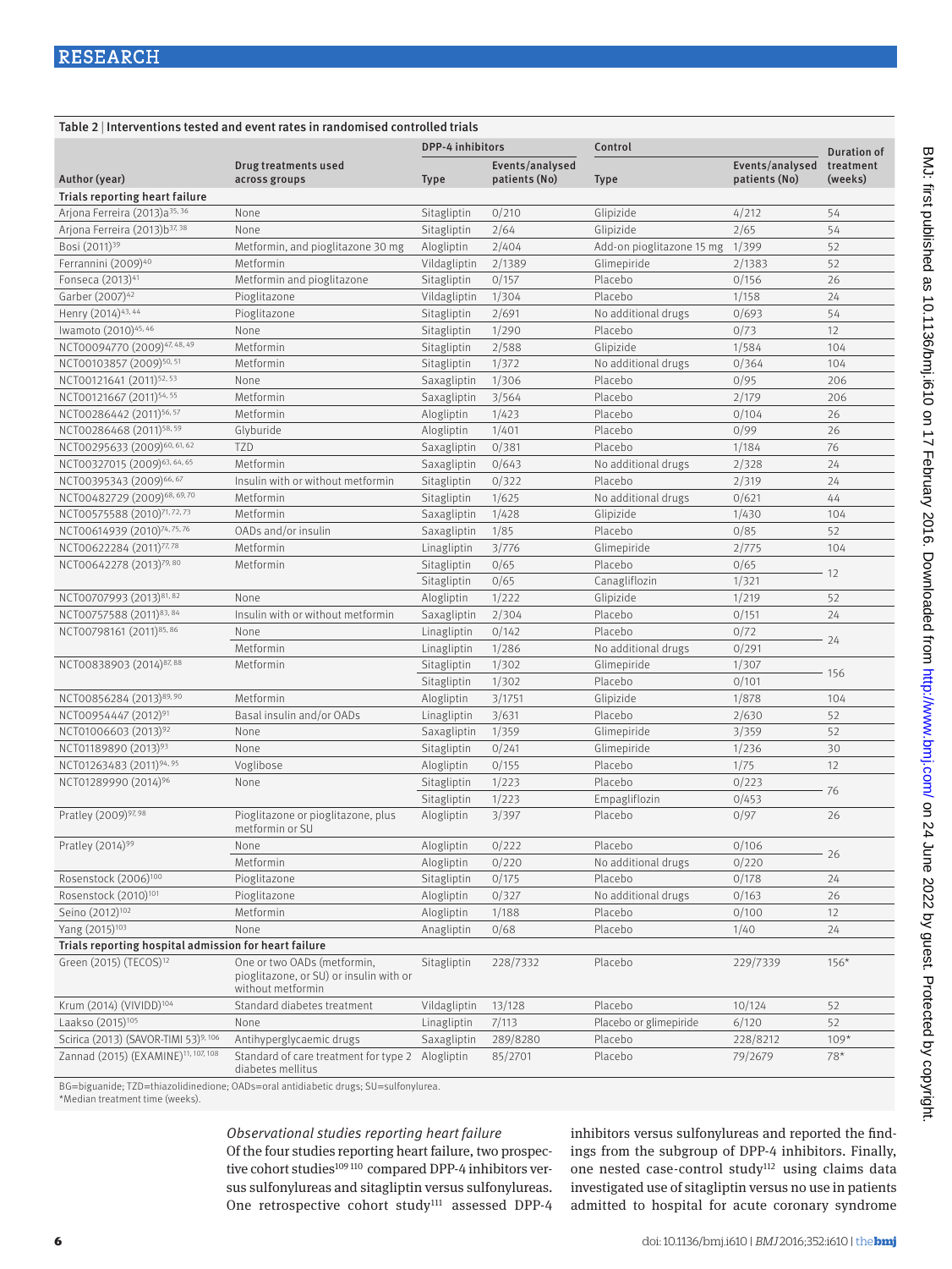**Table 2 | Interventions tested and event rates in randomised controlled trials**

| Author (year) | Drug treatments used across groups | DPP-4 inhibitors | | Control | | Duration of treatment (weeks) |
|---|---|---|---|---|---|---|
| | | Type | Events/analysed patients (No) | Type | Events/analysed patients (No) | |
| **Trials reporting heart failure** | | | | | | |
| Arjona Ferreira (2013)a[35,36] | None | Sitagliptin | 0/210 | Glipizide | 4/212 | 54 |
| Arjona Ferreira (2013)b[37,38] | None | Sitagliptin | 2/64 | Glipizide | 2/65 | 54 |
| Bosi (2011)[39] | Metformin, and pioglitazone 30 mg | Alogliptin | 2/404 | Add-on pioglitazone 15 mg | 1/399 | 52 |
| Ferrannini (2009)[40] | Metformin | Vildagliptin | 2/1389 | Glimepiride | 2/1383 | 52 |
| Fonseca (2013)[41] | Metformin and pioglitazone | Sitagliptin | 0/157 | Placebo | 0/156 | 26 |
| Garber (2007)[42] | Pioglitazone | Vildagliptin | 1/304 | Placebo | 1/158 | 24 |
| Henry (2014)[43,44] | Pioglitazone | Sitagliptin | 2/691 | No additional drugs | 0/693 | 54 |
| Iwamoto (2010)[45,46] | None | Sitagliptin | 1/290 | Placebo | 0/73 | 12 |
| NCT00094770 (2009)[47,48,49] | Metformin | Sitagliptin | 2/588 | Glipizide | 1/584 | 104 |
| NCT00103857 (2009)[50,51] | Metformin | Sitagliptin | 1/372 | No additional drugs | 0/364 | 104 |
| NCT00121641 (2011)[52,53] | None | Saxagliptin | 1/306 | Placebo | 0/95 | 206 |
| NCT00121667 (2011)[54,55] | Metformin | Saxagliptin | 3/564 | Placebo | 2/179 | 206 |
| NCT00286442 (2011)[56,57] | Metformin | Alogliptin | 1/423 | Placebo | 0/104 | 26 |
| NCT00286468 (2011)[58,59] | Glyburide | Alogliptin | 1/401 | Placebo | 0/99 | 26 |
| NCT00295633 (2009)[60,61,62] | TZD | Saxagliptin | 0/381 | Placebo | 1/184 | 76 |
| NCT00327015 (2009)[63,64,65] | Metformin | Saxagliptin | 0/643 | No additional drugs | 2/328 | 24 |
| NCT00395343 (2009)[66,67] | Insulin with or without metformin | Sitagliptin | 0/322 | Placebo | 2/319 | 24 |
| NCT00482729 (2009)[68,69,70] | Metformin | Sitagliptin | 1/625 | No additional drugs | 0/621 | 44 |
| NCT00575588 (2010)[71,72,73] | Metformin | Saxagliptin | 1/428 | Glipizide | 1/430 | 104 |
| NCT00614939 (2010)[74,75,76] | OADs and/or insulin | Saxagliptin | 1/85 | Placebo | 0/85 | 52 |
| NCT00622284 (2011)[77,78] | Metformin | Linagliptin | 3/776 | Glimepiride | 2/775 | 104 |
| NCT00642278 (2013)[79,80] | Metformin | Sitagliptin | 0/65 | Placebo | 0/65 | 12 |
| | | Sitagliptin | 0/65 | Canagliflozin | 1/321 | |
| NCT00707993 (2013)[81,82] | None | Alogliptin | 1/222 | Glipizide | 1/219 | 52 |
| NCT00757588 (2011)[83,84] | Insulin with or without metformin | Saxagliptin | 2/304 | Placebo | 0/151 | 24 |
| NCT00798161 (2011)[85,86] | None | Linagliptin | 0/142 | Placebo | 0/72 | 24 |
| | Metformin | Linagliptin | 1/286 | No additional drugs | 0/291 | |
| NCT00838903 (2014)[87,88] | Metformin | Sitagliptin | 1/302 | Glimepiride | 1/307 | 156 |
| | | Sitagliptin | 1/302 | Placebo | 0/101 | |
| NCT00856284 (2013)[89,90] | Metformin | Alogliptin | 3/1751 | Glipizide | 1/878 | 104 |
| NCT00954447 (2012)[91] | Basal insulin and/or OADs | Linagliptin | 3/631 | Placebo | 2/630 | 52 |
| NCT01006603 (2013)[92] | None | Saxagliptin | 1/359 | Glimepiride | 3/359 | 52 |
| NCT01189890 (2013)[93] | None | Sitagliptin | 0/241 | Glimepiride | 1/236 | 30 |
| NCT01263483 (2011)[94,95] | Voglibose | Alogliptin | 0/155 | Placebo | 1/75 | 12 |
| NCT01289990 (2014)[96] | None | Sitagliptin | 1/223 | Placebo | 0/223 | 76 |
| | | Sitagliptin | 1/223 | Empagliflozin | 0/453 | |
| Pratley (2009)[97,98] | Pioglitazone or pioglitazone, plus metformin or SU | Alogliptin | 3/397 | Placebo | 0/97 | 26 |
| Pratley (2014)[99] | None | Alogliptin | 0/222 | Placebo | 0/106 | 26 |
| | Metformin | Alogliptin | 0/220 | No additional drugs | 0/220 | |
| Rosenstock (2006)[100] | Pioglitazone | Sitagliptin | 0/175 | Placebo | 0/178 | 24 |
| Rosenstock (2010)[101] | Pioglitazone | Alogliptin | 0/327 | No additional drugs | 0/163 | 26 |
| Seino (2012)[102] | Metformin | Alogliptin | 1/188 | Placebo | 0/100 | 12 |
| Yang (2015)[103] | None | Anagliptin | 0/68 | Placebo | 1/40 | 24 |
| **Trials reporting hospital admission for heart failure** | | | | | | |
| Green (2015) (TECOS)[12] | One or two OADs (metformin, pioglitazone, or SU) or insulin with or without metformin | Sitagliptin | 228/7332 | Placebo | 229/7339 | 156* |
| Krum (2014) (VIVIDD)[104] | Standard diabetes treatment | Vildagliptin | 13/128 | Placebo | 10/124 | 52 |
| Laakso (2015)[105] | None | Linagliptin | 7/113 | Placebo or glimepiride | 6/120 | 52 |
| Scirica (2013) (SAVOR-TIMI 53)[9,106] | Antihyperglycaemic drugs | Saxagliptin | 289/8280 | Placebo | 228/8212 | 109* |
| Zannad (2015) (EXAMINE)[11,107,108] | Standard of care treatment for type 2 diabetes mellitus | Alogliptin | 85/2701 | Placebo | 79/2679 | 78* |

BG=biguanide; TZD=thiazolidinedione; OADs=oral antidiabetic drugs; SU=sulfonylurea.
*Median treatment time (weeks).

*Observational studies reporting heart failure*

Of the four studies reporting heart failure, two prospective cohort studies[109,110] compared DPP-4 inhibitors versus sulfonylureas and sitagliptin versus sulfonylureas. One retrospective cohort study[111] assessed DPP-4 inhibitors versus sulfonylureas and reported the findings from the subgroup of DPP-4 inhibitors. Finally, one nested case-control study[112] using claims data investigated use of sitagliptin versus no use in patients admitted to hospital for acute coronary syndrome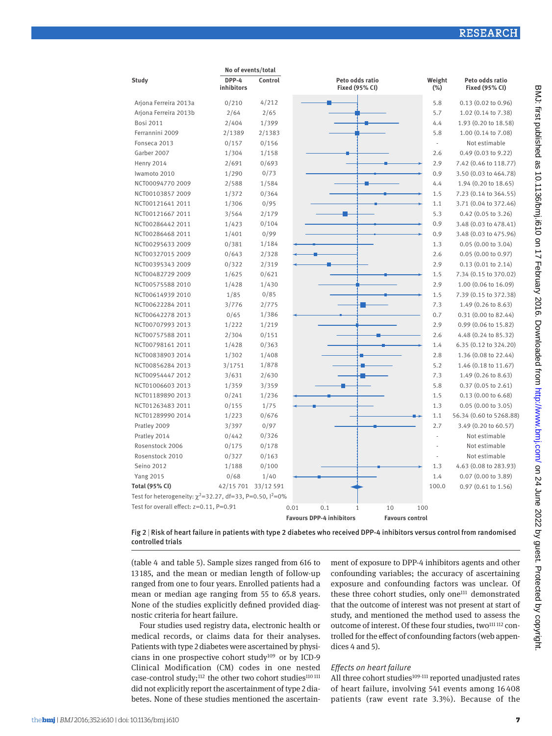No of events/total

Study | DPP-4 inhibitors | Control | Peto odds ratio Fixed (95% CI) | Weight (%) | Peto odds ratio Fixed (95% CI)

Arjona Ferreira 2013a 0/210 4/212 5.8 0.13 (0.02 to 0.96)

Arjona Ferreira 2013b 2/64 2/65 5.7 1.02 (0.14 to 7.38)

Bosi 2011 2/404 1/399 4.4 1.93 (0.20 to 18.58)

Ferrannini 2009 2/1389 2/1383 5.8 1.00 (0.14 to 7.08)

Fonseca 2013 0/157 0/156 - Not estimable

Garber 2007 1/304 1/158 2.6 0.49 (0.03 to 9.22)

Henry 2014 2/691 0/693 2.9 7.42 (0.46 to 118.77)

Iwamoto 2010 1/290 0/73 0.9 3.50 (0.03 to 464.78)

NCT00094770 2009 2/588 1/584 4.4 1.94 (0.20 to 18.65)

NCT00103857 2009 1/372 0/364 1.5 7.23 (0.14 to 364.55)

NCT00121641 2011 1/306 0/95 1.1 3.71 (0.04 to 372.46)

NCT00121667 2011 3/564 2/179 5.3 0.42 (0.05 to 3.26)

NCT00286442 2011 1/423 0/104 0.9 3.48 (0.03 to 478.41)

NCT00286468 2011 1/401 0/99 0.9 3.48 (0.03 to 475.96)

NCT00295633 2009 0/381 1/184 1.3 0.05 (0.00 to 3.04)

NCT00327015 2009 0/643 2/328 2.6 0.05 (0.00 to 0.97)

NCT00395343 2009 0/322 2/319 2.9 0.13 (0.01 to 2.14)

NCT00482729 2009 1/625 0/621 1.5 7.34 (0.15 to 370.02)

NCT00575588 2010 1/428 1/430 2.9 1.00 (0.06 to 16.09)

NCT00614939 2010 1/85 0/85 1.5 7.39 (0.15 to 372.38)

NCT00622284 2011 3/776 2/775 7.3 1.49 (0.26 to 8.63)

NCT00642278 2013 0/65 1/386 0.7 0.31 (0.00 to 82.44)

NCT00707993 2013 1/222 1/219 2.9 0.99 (0.06 to 15.82)

NCT00757588 2011 2/304 0/151 2.6 4.48 (0.24 to 85.32)

NCT00798161 2011 1/428 0/363 1.4 6.35 (0.12 to 324.20)

NCT00838903 2014 1/302 1/408 2.8 1.36 (0.08 to 22.44)

NCT00856284 2013 3/1751 1/878 5.2 1.46 (0.18 to 11.67)

NCT00954447 2012 3/631 2/630 7.3 1.49 (0.26 to 8.63)

NCT01006603 2013 1/359 3/359 5.8 0.37 (0.05 to 2.61)

NCT01189890 2013 0/241 1/236 1.5 0.13 (0.00 to 6.68)

NCT01263483 2011 0/155 1/75 1.3 0.05 (0.00 to 3.05)

NCT01289990 2014 1/223 0/676 1.1 56.34 (0.60 to 5268.88)

Pratley 2009 3/397 0/97 2.7 3.49 (0.20 to 60.57)

Pratley 2014 0/442 0/326 - Not estimable

Rosenstock 2006 0/175 0/178 - Not estimable

Rosenstock 2010 0/327 0/163 - Not estimable

Seino 2012 1/188 0/100 1.3 4.63 (0.08 to 283.93)

Yang 2015 0/68 1/40 1.4 0.07 (0.00 to 3.89)

**Total (95% CI)** 42/15 701 33/12 591 100.0 0.97 (0.61 to 1.56)

Test for heterogeneity: $\chi^2$=32.27, df=33, P=0.50, $I^2$=0%

Test for overall effect: z=0.11, P=0.91

0.01 0.1 1 10 100

Favours DPP-4 inhibitors Favours control

Fig 2 | Risk of heart failure in patients with type 2 diabetes who received DPP-4 inhibitors versus control from randomised controlled trials

(table 4 and table 5). Sample sizes ranged from 616 to 13 185, and the mean or median length of follow-up ranged from one to four years. Enrolled patients had a mean or median age ranging from 55 to 65.8 years. None of the studies explicitly defined provided diagnostic criteria for heart failure.

Four studies used registry data, electronic health or medical records, or claims data for their analyses. Patients with type 2 diabetes were ascertained by physicians in one prospective cohort study[109] or by ICD-9 Clinical Modification (CM) codes in one nested case-control study;[112] the other two cohort studies[110 111] did not explicitly report the ascertainment of type 2 diabetes. None of these studies mentioned the ascertainment of exposure to DPP-4 inhibitors agents and other confounding variables; the accuracy of ascertaining exposure and confounding factors was unclear. Of these three cohort studies, only one[111] demonstrated that the outcome of interest was not present at start of study, and mentioned the method used to assess the outcome of interest. Of these four studies, two[111 112] controlled for the effect of confounding factors (web appendices 4 and 5).

### *Effects on heart failure*

All three cohort studies[109-111] reported unadjusted rates of heart failure, involving 541 events among 16 408 patients (raw event rate 3.3%). Because of the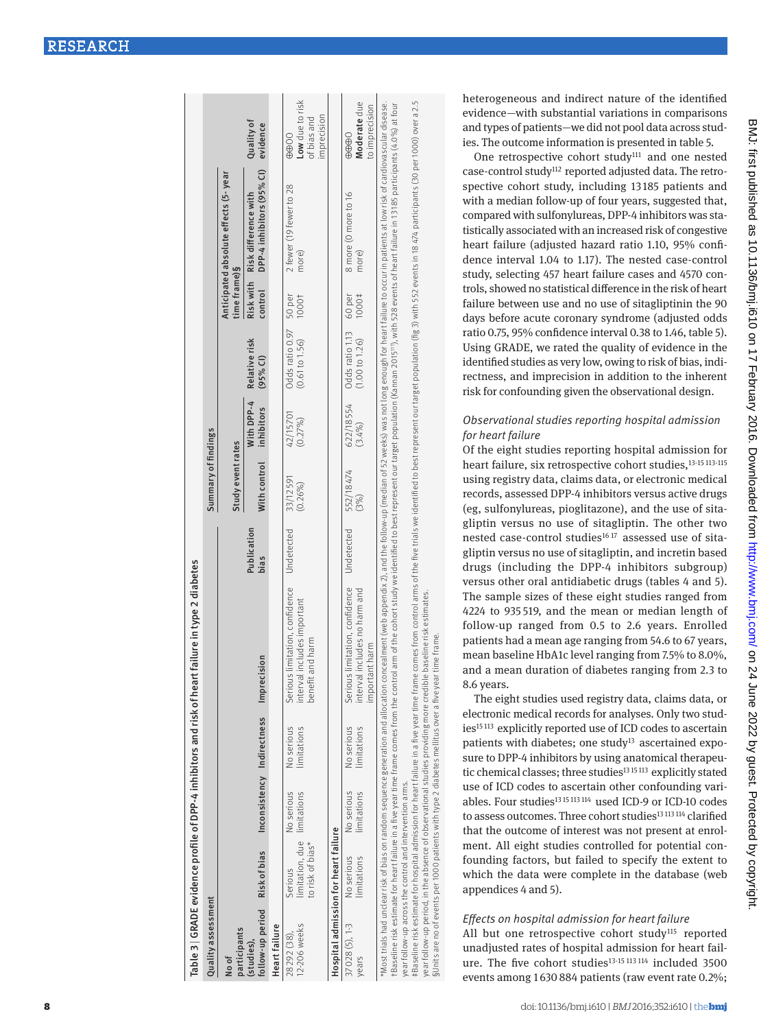Table 3 | GRADE evidence profile of DPP-4 inhibitors and risk of heart failure in type 2 diabetes

| Quality assessment | | | | | | Summary of findings | | | | | |
|---|---|---|---|---|---|---|---|---|---|---|---|
| | | | | | | Study event rates | | | Anticipated absolute effects (5-year time frame)§ | | |
| No of participants (studies), follow-up period | Risk of bias | Inconsistency | Indirectness | Imprecision | Publication bias | With control | With DPP-4 inhibitors | Relative risk (95% CI) | Risk with control | Risk difference with DPP-4 inhibitors (95% CI) | Quality of evidence |
| **Heart failure** | | | | | | | | | | | |
| 28 292 (38), 12-206 weeks | Serious limitation, due to risk of bias* | No serious limitations | No serious limitations | Serious limitation, confidence interval includes important benefit and harm | Undetected | 33/12 591 (0.26%) | 42/15 701 (0.27%) | Odds ratio 0.97 (0.61 to 1.56) | 50 per 1000† | 2 fewer (19 fewer to 28 more) | ⊕⊕◯◯ **Low** due to risk of bias and imprecision |
| **Hospital admission for heart failure** | | | | | | | | | | | |
| 37 028 (5), 1-3 years | No serious limitations | No serious limitations | No serious limitations | Serious limitation, confidence interval includes no harm and important harm | Undetected | 552/18 474 (3%) | 622/18 554 (3.4%) | Odds ratio 1.13 (1.00 to 1.26) | 60 per 1000‡ | 8 more (0 more to 16 more) | ⊕⊕⊕◯ **Moderate** due to imprecision |

*Most trials had unclear risk of bias on random sequence generation and allocation concealment (web appendix 2), and the follow-up (median of 52 weeks) was not long enough for heart failure to occur in patients at low risk of cardiovascular disease.
†Baseline risk estimate for heart failure in a five year time frame comes from the control arm of the cohort study we identified to best represent our target population (Kannan 2015[111]), with 528 events of heart failure in 13 185 participants (4.0%) at four year follow-up across the control and intervention arms.
‡Baseline risk estimate for hospital admission for heart failure in a five year time frame comes from control arms of the five trials we identified to best represent our target population (fig 3) with 552 events in 18 474 participants (30 per 1000) over a 2.5 year follow-up period, in the absence of observational studies providing more credible baseline risk estimates.
§Units are no of events per 1000 patients with type 2 diabetes mellitus over a five year time frame.

heterogeneous and indirect nature of the identified evidence—with substantial variations in comparisons and types of patients—we did not pool data across studies. The outcome information is presented in table 5.

One retrospective cohort study[111] and one nested case-control study[112] reported adjusted data. The retrospective cohort study, including 13 185 patients and with a median follow-up of four years, suggested that, compared with sulfonylureas, DPP-4 inhibitors was statistically associated with an increased risk of congestive heart failure (adjusted hazard ratio 1.10, 95% confidence interval 1.04 to 1.17). The nested case-control study, selecting 457 heart failure cases and 4570 controls, showed no statistical difference in the risk of heart failure between use and no use of sitagliptinin the 90 days before acute coronary syndrome (adjusted odds ratio 0.75, 95% confidence interval 0.38 to 1.46, table 5). Using GRADE, we rated the quality of evidence in the identified studies as very low, owing to risk of bias, indirectness, and imprecision in addition to the inherent risk for confounding given the observational design.

### *Observational studies reporting hospital admission for heart failure*

Of the eight studies reporting hospital admission for heart failure, six retrospective cohort studies,[13-15 113-115] using registry data, claims data, or electronic medical records, assessed DPP-4 inhibitors versus active drugs (eg, sulfonylureas, pioglitazone), and the use of sitagliptin versus no use of sitagliptin. The other two nested case-control studies[16 17] assessed use of sitagliptin versus no use of sitagliptin, and incretin based drugs (including the DPP-4 inhibitors subgroup) versus other oral antidiabetic drugs (tables 4 and 5). The sample sizes of these eight studies ranged from 4224 to 935 519, and the mean or median length of follow-up ranged from 0.5 to 2.6 years. Enrolled patients had a mean age ranging from 54.6 to 67 years, mean baseline HbA1c level ranging from 7.5% to 8.0%, and a mean duration of diabetes ranging from 2.3 to 8.6 years.

The eight studies used registry data, claims data, or electronic medical records for analyses. Only two studies[15 113] explicitly reported use of ICD codes to ascertain patients with diabetes; one study[13] ascertained exposure to DPP-4 inhibitors by using anatomical therapeutic chemical classes; three studies[13 15 113] explicitly stated use of ICD codes to ascertain other confounding variables. Four studies[13 15 113 114] used ICD-9 or ICD-10 codes to assess outcomes. Three cohort studies[13 113 114] clarified that the outcome of interest was not present at enrolment. All eight studies controlled for potential confounding factors, but failed to specify the extent to which the data were complete in the database (web appendices 4 and 5).

### *Effects on hospital admission for heart failure*

All but one retrospective cohort study[115] reported unadjusted rates of hospital admission for heart failure. The five cohort studies[13-15 113 114] included 3500 events among 1 630 884 patients (raw event rate 0.2%;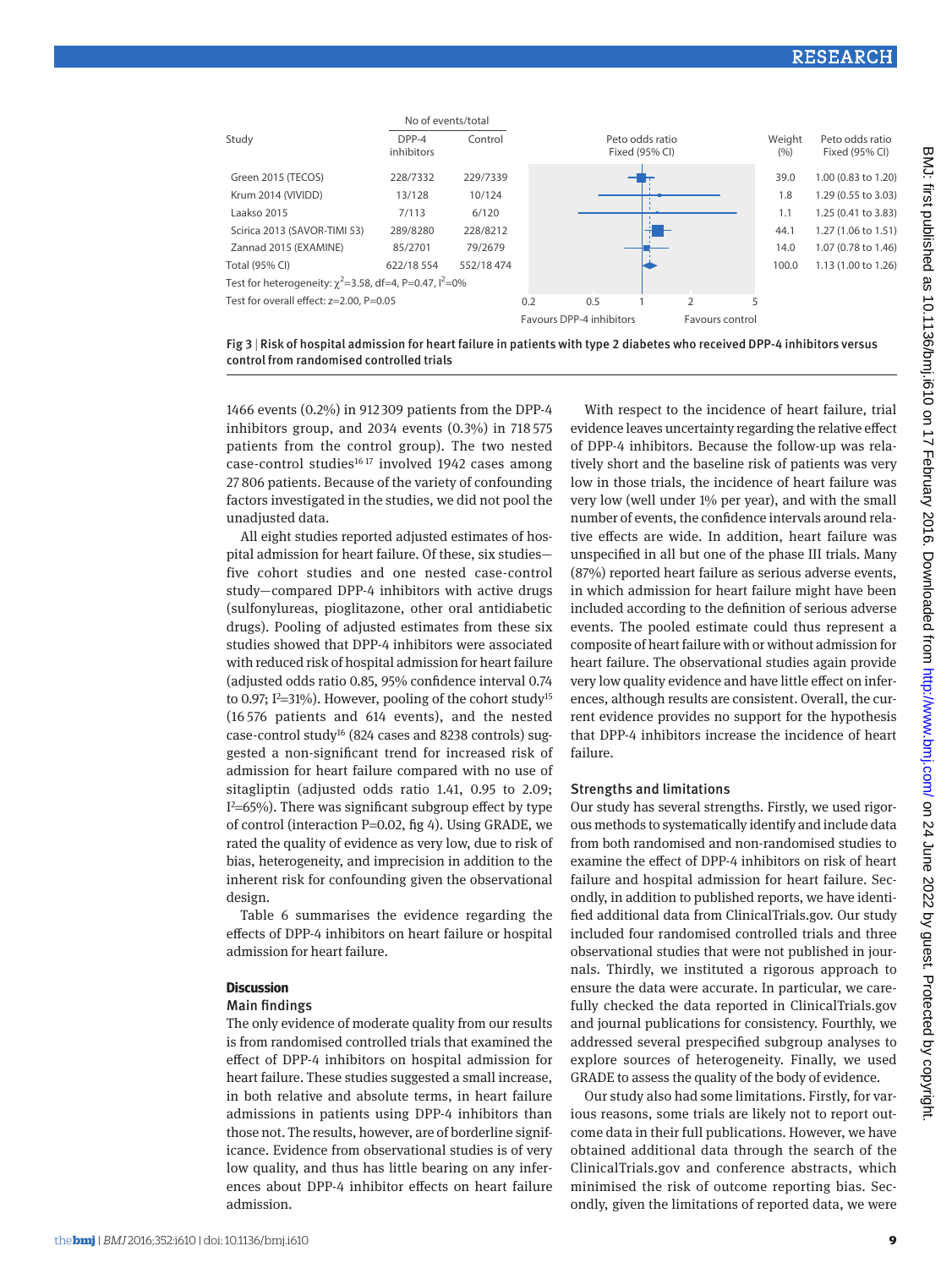Study

No of events/total

DPP-4 inhibitors

Control

Peto odds ratio Fixed (95% CI)

Weight (%)

Peto odds ratio Fixed (95% CI)

Green 2015 (TECOS) 228/7332 229/7339 39.0 1.00 (0.83 to 1.20)

Krum 2014 (VIVIDD) 13/128 10/124 1.8 1.29 (0.55 to 3.03)

Laakso 2015 7/113 6/120 1.1 1.25 (0.41 to 3.83)

Scirica 2013 (SAVOR-TIMI 53) 289/8280 228/8212 44.1 1.27 (1.06 to 1.51)

Zannad 2015 (EXAMINE) 85/2701 79/2679 14.0 1.07 (0.78 to 1.46)

Total (95% CI) 622/18 554 552/18 474 100.0 1.13 (1.00 to 1.26)

Test for heterogeneity: $\chi^2$=3.58, df=4, P=0.47, $I^2$=0%

Test for overall effect: z=2.00, P=0.05

0.2 0.5 1 2 5

Favours DPP-4 inhibitors

Favours control

Fig 3 | Risk of hospital admission for heart failure in patients with type 2 diabetes who received DPP-4 inhibitors versus control from randomised controlled trials

1466 events (0.2%) in 912 309 patients from the DPP-4 inhibitors group, and 2034 events (0.3%) in 718 575 patients from the control group). The two nested case-control studies[16 17] involved 1942 cases among 27 806 patients. Because of the variety of confounding factors investigated in the studies, we did not pool the unadjusted data.

All eight studies reported adjusted estimates of hospital admission for heart failure. Of these, six studies—five cohort studies and one nested case-control study—compared DPP-4 inhibitors with active drugs (sulfonylureas, pioglitazone, other oral antidiabetic drugs). Pooling of adjusted estimates from these six studies showed that DPP-4 inhibitors were associated with reduced risk of hospital admission for heart failure (adjusted odds ratio 0.85, 95% confidence interval 0.74 to 0.97; $I^2$=31%). However, pooling of the cohort study[15] (16 576 patients and 614 events), and the nested case-control study[16] (824 cases and 8238 controls) suggested a non-significant trend for increased risk of admission for heart failure compared with no use of sitagliptin (adjusted odds ratio 1.41, 0.95 to 2.09; $I^2$=65%). There was significant subgroup effect by type of control (interaction P=0.02, fig 4). Using GRADE, we rated the quality of evidence as very low, due to risk of bias, heterogeneity, and imprecision in addition to the inherent risk for confounding given the observational design.

Table 6 summarises the evidence regarding the effects of DPP-4 inhibitors on heart failure or hospital admission for heart failure.

## Discussion

### Main findings

The only evidence of moderate quality from our results is from randomised controlled trials that examined the effect of DPP-4 inhibitors on hospital admission for heart failure. These studies suggested a small increase, in both relative and absolute terms, in heart failure admissions in patients using DPP-4 inhibitors than those not. The results, however, are of borderline significance. Evidence from observational studies is of very low quality, and thus has little bearing on any inferences about DPP-4 inhibitor effects on heart failure admission.

With respect to the incidence of heart failure, trial evidence leaves uncertainty regarding the relative effect of DPP-4 inhibitors. Because the follow-up was relatively short and the baseline risk of patients was very low in those trials, the incidence of heart failure was very low (well under 1% per year), and with the small number of events, the confidence intervals around relative effects are wide. In addition, heart failure was unspecified in all but one of the phase III trials. Many (87%) reported heart failure as serious adverse events, in which admission for heart failure might have been included according to the definition of serious adverse events. The pooled estimate could thus represent a composite of heart failure with or without admission for heart failure. The observational studies again provide very low quality evidence and have little effect on inferences, although results are consistent. Overall, the current evidence provides no support for the hypothesis that DPP-4 inhibitors increase the incidence of heart failure.

### Strengths and limitations

Our study has several strengths. Firstly, we used rigorous methods to systematically identify and include data from both randomised and non-randomised studies to examine the effect of DPP-4 inhibitors on risk of heart failure and hospital admission for heart failure. Secondly, in addition to published reports, we have identified additional data from ClinicalTrials.gov. Our study included four randomised controlled trials and three observational studies that were not published in journals. Thirdly, we instituted a rigorous approach to ensure the data were accurate. In particular, we carefully checked the data reported in ClinicalTrials.gov and journal publications for consistency. Fourthly, we addressed several prespecified subgroup analyses to explore sources of heterogeneity. Finally, we used GRADE to assess the quality of the body of evidence.

Our study also had some limitations. Firstly, for various reasons, some trials are likely not to report outcome data in their full publications. However, we have obtained additional data through the search of the ClinicalTrials.gov and conference abstracts, which minimised the risk of outcome reporting bias. Secondly, given the limitations of reported data, we were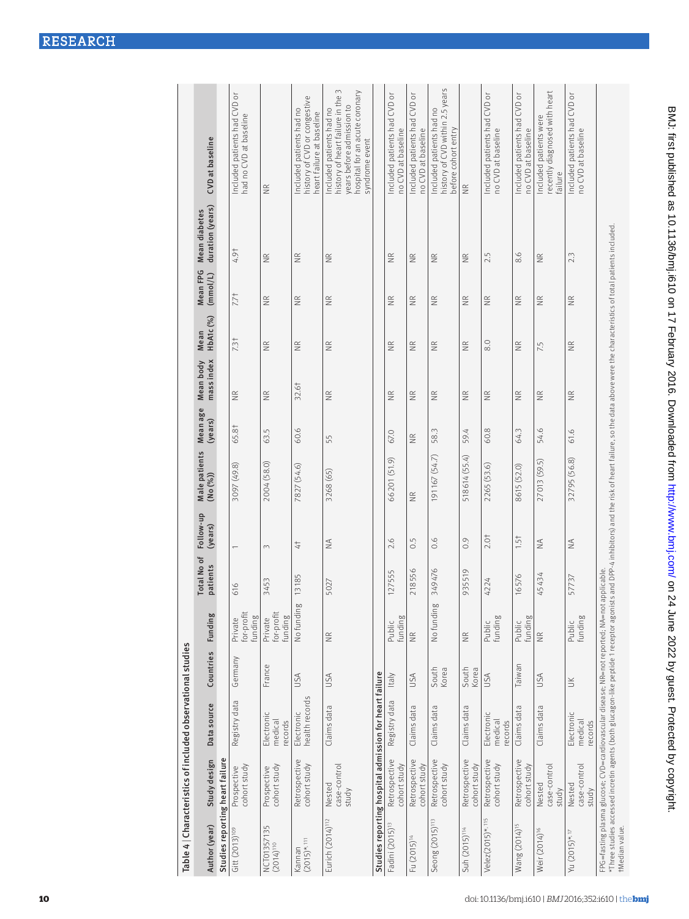## Table 4 | Characteristics of included observational studies

| Author (year) | Study design | Data source | Countries | Funding | Total No of patients | Follow-up (years) | Male patients (No (%)) | Mean age (years) | Mean body mass index | Mean HbA1c (%) | Mean FPG (mmol/L) | Mean diabetes duration (years) | CVD at baseline |
|---|---|---|---|---|---|---|---|---|---|---|---|---|---|
| **Studies reporting heart failure** | | | | | | | | | | | | | |
| Gitt (2013)[109] | Prospective cohort study | Registry data | Germany | Private for-profit funding | 616 | 1 | 3097 (49.8) | 65.8† | NR | 7.3† | 7.7† | 4.9† | Included patients had CVD or had no CVD at baseline |
| NCT01357135 (2014)[110] | Prospective cohort study | Electronic medical records | France | Private for-profit funding | 3453 | 3 | 2004 (58.0) | 63.5 | NR | NR | NR | NR | NR |
| Kannan (2015)*[111] | Retrospective cohort study | Electronic health records | USA | No funding | 13185 | 4† | 7827 (54.6) | 60.6 | 32.6† | NR | NR | NR | Included patients had no history of CVD or congestive heart failure at baseline |
| Eurich (2014)[112] | Nested case-control study | Claims data | USA | NR | 5027 | NA | 3268 (65) | 55 | NR | NR | NR | NR | Included patients had no history of heart failure in the 3 years before admission to hospital for an acute coronary syndrome event |
| **Studies reporting hospital admission for heart failure** | | | | | | | | | | | | | |
| Fadini (2015)[13] | Retrospective cohort study | Registry data | Italy | Public funding | 127555 | 2.6 | 66201 (51.9) | 67.0 | NR | NR | NR | NR | Included patients had CVD or no CVD at baseline |
| Fu (2015)[14] | Retrospective cohort study | Claims data | USA | NR | 218556 | 0.5 | NR | NR | NR | NR | NR | NR | Included patients had CVD or no CVD at baseline |
| Seong (2015)[113] | Retrospective cohort study | Claims data | South Korea | No funding | 349476 | 0.6 | 191167 (54.7) | 58.3 | NR | NR | NR | NR | Included patients had no history of CVD within 2.5 years before cohort entry |
| Suh (2015)[114] | Retrospective cohort study | Claims data | South Korea | NR | 935519 | 0.9 | 518614 (55.4) | 59.4 | NR | NR | NR | NR | NR |
| Velez(2015)*[115] | Retrospective cohort study | Electronic medical records | USA | Public funding | 4224 | 2.0† | 2265 (53.6) | 60.8 | NR | 8.0 | NR | 2.5 | Included patients had CVD or no CVD at baseline |
| Wang (2014)[15] | Retrospective cohort study | Claims data | Taiwan | Public funding | 16576 | 1.5† | 8615 (52.0) | 64.3 | NR | NR | NR | 8.6 | Included patients had CVD or no CVD at baseline |
| Weir (2014)[16] | Nested case-control study | Claims data | USA | NR | 45434 | NA | 27013 (59.5) | 54.6 | NR | 7.5 | NR | NR | Included patients were recently diagnosed with heart failure |
| Yu (2015)*[17] | Nested case-control study | Electronic medical records | UK | Public funding | 57737 | NA | 32795 (56.8) | 61.6 | NR | NR | NR | 2.3 | Included patients had CVD or no CVD at baseline |

FPG=fasting plasma glucose; CVD=cardiovascular disease; NR=not reported; NA=not applicable.
*Three studies accessed incretin agents (both glucagon-like peptide 1 receptor agonists and DPP-4 inhibitors) and the risk of heart failure, so the data above were the characteristics of total patients included.
†Median value.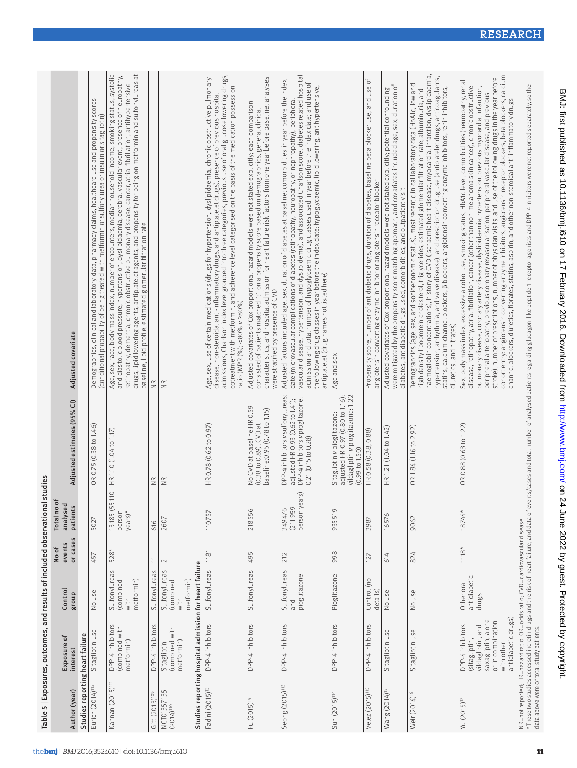Table 5 | Exposures, outcomes, and results of included observational studies

| Author (year) | Exposure of interest | Control group | No of events or cases | Total no of analysed patients | Adjusted estimates (95% CI) | Adjusted covariate |
|---|---|---|---|---|---|---|
| **Studies reporting heart failure** | | | | | | |
| Eurich (2014)[112] | Sitagliptin use | No use | 457 | 5027 | OR 0.75 (0.38 to 1.46) | Demographics, clinical and laboratory data, pharmacy claims, healthcare use and propensity scores (conditional probability of being treated with metformin or sulfonylurea or insulin or sitagliptin) |
| Kannan (2015)[111] | DPP-4 inhibitors (combined with metformin) | Sulfonylureas (combined with metformin) | 528* | 13 185 (55 110 person years)* | HR 1.10 (1.04 to 1.17) | Age, sex, race, body mass index, number of encounters, median household income, smoking status, systolic and diastolic blood pressure, hypertension, dyslipidaemia, cerebral vascular event, presence of neuropathy, retinopathy, dementia, chronic obstructive pulmonary disease, cancer, atrial fibrillation, antihypertensive drugs, lipid lowering agents, antiplatelet agents, and propensity for being on metformin and sulfonylureas at baseline, lipid profile, estimated glomerular filtration rate |
| Gitt (2013)[109] | DPP-4 inhibitors | Sulfonylureas | 11 | 616 | NR | NR |
| NCT01357135 (2014)[110] | Sitagliptin (combined with metformin) | Sulfonylureas (combined with metformin) | 2 | 2607 | NR | NR |
| **Studies reporting hospital admission for heart failure** | | | | | | |
| Fadini (2015)[13] | DPP-4 inhibitors | Sulfonylureas | 1181 | 110 757 | HR 0.78 (0.62 to 0.97) | Age, sex, use of certain medications (drugs for hypertension, dyslipidaemia, chronic obstructive pulmonary disease, non-steroidal anti-inflammatory drugs, and antiplatelet drugs), presence of previous hospital admissions, Charlson index level grouped into three categories, previous use of oral glucose lowering drugs, cotreatment with metformin, and adherence level categorised on the basis of the medication possession ratio (MPR (%); <80% v ≥80%) |
| Fu (2015)[14] | DPP-4 inhibitors | Sulfonylureas | 495 | 218 556 | No CVD at baseline:HR 0.59 (0.38 to 0.89); CVD at baseline:0.95 (0.78 to 1.15) | Adjusted covariates of Cox proportional hazard models were not stated explicitly; each comparison consisted of patients matched 1:1 on a propensity score based on demographics, general clinical characteristics, and hospital admission for heart failure risk factors from one year before baseline; analyses were stratified by presence of CVD |
| Seong (2015)[113] | DPP-4 inhibitors | Sulfonylureas and pioglitazone | 212 | 349 476 (211 959 person years) | DPP-4 inhibitors v sulfonylureas: adjusted HR 0.93 (0.62 to 1.41); DPP-4 inhibitors v pioglitazone: 0.21 (0.15 to 0.28) | Adjusted factors included age, sex, duration of diabetes at baseline; comorbidities in year before the index date (microvascular complications of diabetes (retinopathy, neuropathy, or nephropathy), peripheral vascular disease, hypertension, and dyslipidaemia), and associated Charlson score; diabetes related hospital admission and total number of hypoglycaemic drug classes used in year before the index date; and use of the following drug classes in year before the index date: hypoglycaemic, lipid lowering, antihypertensive, antiplatelet (drug names not listed here) |
| Suh (2015)[114] | DPP-4 inhibitors | Pioglitazone | 998 | 935 519 | Sitagliptin v pioglitazone: adjusted HR 0.97 (0.80 to 1.16); vildagliptin v pioglitazone: 1.22 (0.99 to 1.50) | Age and sex |
| Velez (2015)[115] | DPP-4 inhibitors | Control (no details) | 127 | 3987 | HR 0.58 (0.38, 0.88) | Propensity score, number of antidiabetic drugs, duration of diabetes, baseline beta blocker use, and use of angiotensin converting enzyme inhibitor or angiotensin receptor blocker |
| Wang (2014)[15] | Sitagliptin use | No use | 614 | 16 576 | HR 1.21 (1.04 to 1.42) | Adjusted covariates of Cox proportional hazard models were not stated explicitly; potential confounding were mitigated by the propensity score matching approach, and covariates included age, sex, duration of diabetes, antidiabetic drugs used, comorbidities, and outpatient visit |
| Weir (2014)[16] | Sitagliptin use | No use | 824 | 9062 | OR 1.84 (1.16 to 2.92) | Demographics (age, sex, and socioeconomic status), most recent clinical laboratory data (HbA1c, low and high density lipoprotein cholesterol, triglycerides, estimated glomerular filtration rate, albuminuria, and haemoglobin concentrations), history of CVD (ischaemic heart disease, myocardial infarction, dyslipidaemia, hypertension, arrhythmia, and valve disease), and prescription drug use (antiplatelet drugs, anticoagulants, statins, calcium channel blockers, β blockers, angiotensin converting enzyme inhibitors, renin inhibitors, diuretics, and nitrates) |
| Yu (2015)[17] | DPP-4 inhibitors (sitagliptin, vildagliptin, and saxagliptin, alone or in combination with other antidiabetic drugs) | Other oral antidiabetic drugs | 1118* | 18 744* | OR 0.88 (0.63 to 1.22) | Sex, body mass index, excessive alcohol use, smoking status, HbA1c level, comorbidities (neuropathy, renal disease, retinopathy, atrial fibrillation, cancer (other than non-melanoma skin cancer), chronic obstructive pulmonary disease, coronary artery disease, dyslipidaemia, hypertension, previous myocardial infarction, peripheral arteriopathy, previous coronary revascularisation, peripheral vascular disease, and previous stroke), number of prescriptions, number of physician visits, and use of the following drugs in the year before cohort entry: angiotensin converting enzyme inhibitors, angiotensin receptor blockers, beta blockers, calcium channel blockers, diuretics, fibrates, statins, aspirin, and other non-steroidal anti-inflammatory drugs |

NR=not reported; HR=hazard ratio; OR=odds ratio; CVD=cardiovascular disease.
*These two studies accessed incretin drugs and the risk of heart failure, and data of events/cases and total number of analysed patients regarding glucagon-like peptide 1 receptor agonists and DPP-4 inhibitors were not reported separately, so the data above were of total study patients.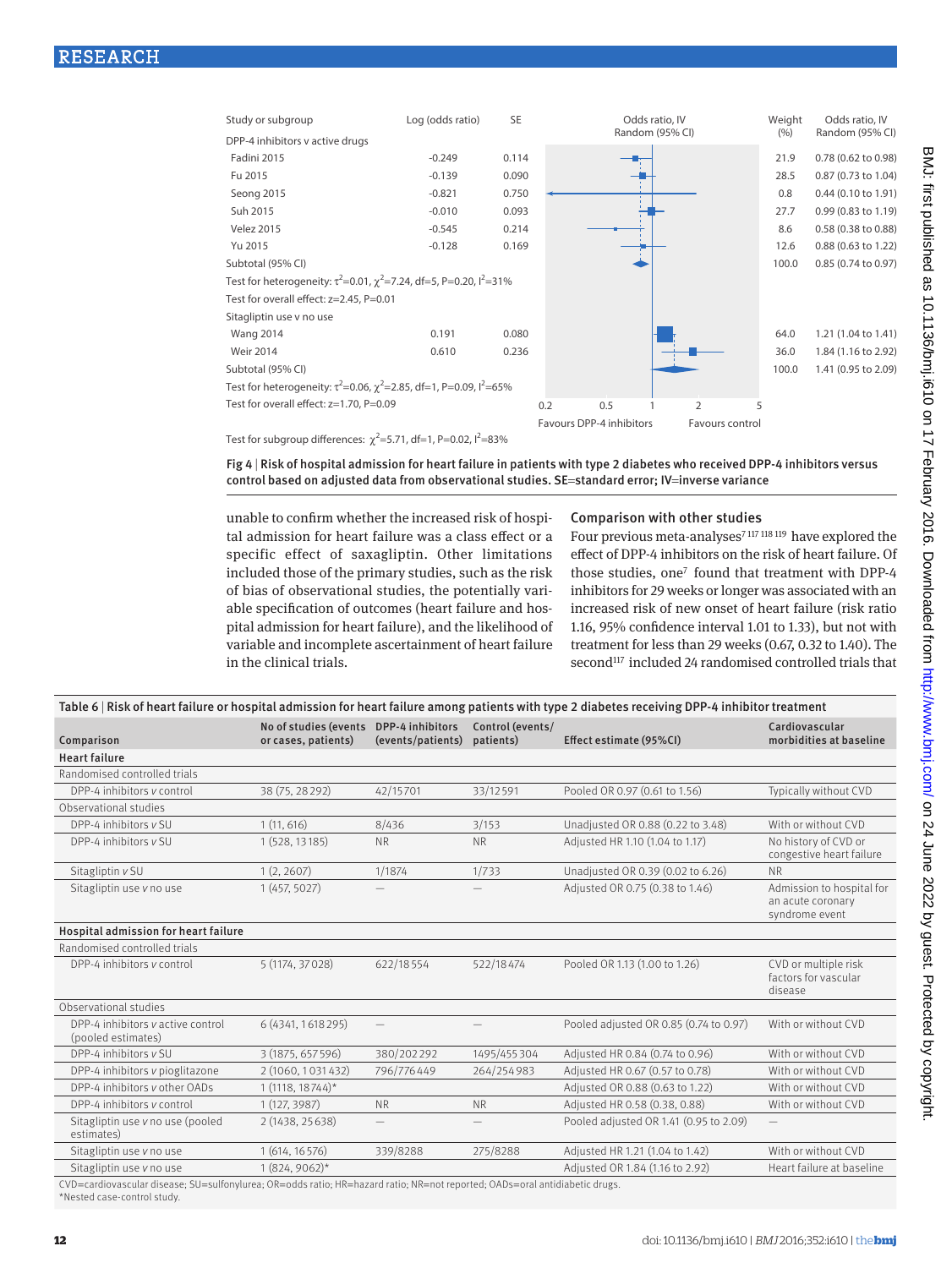Study or subgroup | Log (odds ratio) | SE | Odds ratio, IV Random (95% CI) | Weight (%) | Odds ratio, IV Random (95% CI)

DPP-4 inhibitors v active drugs

Fadini 2015 -0.249 0.114 21.9 0.78 (0.62 to 0.98)

Fu 2015 -0.139 0.090 28.5 0.87 (0.73 to 1.04)

Seong 2015 -0.821 0.750 0.8 0.44 (0.10 to 1.91)

Suh 2015 -0.010 0.093 27.7 0.99 (0.83 to 1.19)

Velez 2015 -0.545 0.214 8.6 0.58 (0.38 to 0.88)

Yu 2015 -0.128 0.169 12.6 0.88 (0.63 to 1.22)

Subtotal (95% CI) 100.0 0.85 (0.74 to 0.97)

Test for heterogeneity: $\tau^2$=0.01, $\chi^2$=7.24, df=5, P=0.20, $I^2$=31%

Test for overall effect: z=2.45, P=0.01

Sitagliptin use v no use

Wang 2014 0.191 0.080 64.0 1.21 (1.04 to 1.41)

Weir 2014 0.610 0.236 36.0 1.84 (1.16 to 2.92)

Subtotal (95% CI) 100.0 1.41 (0.95 to 2.09)

Test for heterogeneity: $\tau^2$=0.06, $\chi^2$=2.85, df=1, P=0.09, $I^2$=65%

Test for overall effect: z=1.70, P=0.09

0.2 0.5 1 2 5

Favours DPP-4 inhibitors Favours control

Test for subgroup differences: $\chi^2$=5.71, df=1, P=0.02, $I^2$=83%

**Fig 4** | **Risk of hospital admission for heart failure in patients with type 2 diabetes who received DPP-4 inhibitors versus control based on adjusted data from observational studies. SE=standard error; IV=inverse variance**

unable to confirm whether the increased risk of hospital admission for heart failure was a class effect or a specific effect of saxagliptin. Other limitations included those of the primary studies, such as the risk of bias of observational studies, the potentially variable specification of outcomes (heart failure and hospital admission for heart failure), and the likelihood of variable and incomplete ascertainment of heart failure in the clinical trials.

## Comparison with other studies

Four previous meta-analyses[7 117 118 119] have explored the effect of DPP-4 inhibitors on the risk of heart failure. Of those studies, one[7] found that treatment with DPP-4 inhibitors for 29 weeks or longer was associated with an increased risk of new onset of heart failure (risk ratio 1.16, 95% confidence interval 1.01 to 1.33), but not with treatment for less than 29 weeks (0.67, 0.32 to 1.40). The second[117] included 24 randomised controlled trials that

**Table 6** | **Risk of heart failure or hospital admission for heart failure among patients with type 2 diabetes receiving DPP-4 inhibitor treatment**

| Comparison | No of studies (events or cases, patients) | DPP-4 inhibitors (events/patients) | Control (events/ patients) | Effect estimate (95%CI) | Cardiovascular morbidities at baseline |
|---|---|---|---|---|---|
| **Heart failure** | | | | | |
| Randomised controlled trials | | | | | |
| DPP-4 inhibitors *v* control | 38 (75, 28292) | 42/15701 | 33/12591 | Pooled OR 0.97 (0.61 to 1.56) | Typically without CVD |
| Observational studies | | | | | |
| DPP-4 inhibitors *v* SU | 1 (11, 616) | 8/436 | 3/153 | Unadjusted OR 0.88 (0.22 to 3.48) | With or without CVD |
| DPP-4 inhibitors *v* SU | 1 (528, 13185) | NR | NR | Adjusted HR 1.10 (1.04 to 1.17) | No history of CVD or congestive heart failure |
| Sitagliptin *v* SU | 1 (2, 2607) | 1/1874 | 1/733 | Unadjusted OR 0.39 (0.02 to 6.26) | NR |
| Sitagliptin use *v* no use | 1 (457, 5027) | — | — | Adjusted OR 0.75 (0.38 to 1.46) | Admission to hospital for an acute coronary syndrome event |
| **Hospital admission for heart failure** | | | | | |
| Randomised controlled trials | | | | | |
| DPP-4 inhibitors *v* control | 5 (1174, 37028) | 622/18554 | 522/18474 | Pooled OR 1.13 (1.00 to 1.26) | CVD or multiple risk factors for vascular disease |
| Observational studies | | | | | |
| DPP-4 inhibitors *v* active control (pooled estimates) | 6 (4341, 1618295) | — | — | Pooled adjusted OR 0.85 (0.74 to 0.97) | With or without CVD |
| DPP-4 inhibitors *v* SU | 3 (1875, 657596) | 380/202292 | 1495/455304 | Adjusted HR 0.84 (0.74 to 0.96) | With or without CVD |
| DPP-4 inhibitors *v* pioglitazone | 2 (1060, 1031432) | 796/776449 | 264/254983 | Adjusted HR 0.67 (0.57 to 0.78) | With or without CVD |
| DPP-4 inhibitors *v* other OADs | 1 (1118, 18744)* | | | Adjusted OR 0.88 (0.63 to 1.22) | With or without CVD |
| DPP-4 inhibitors *v* control | 1 (127, 3987) | NR | NR | Adjusted HR 0.58 (0.38, 0.88) | With or without CVD |
| Sitagliptin use *v* no use (pooled estimates) | 2 (1438, 25638) | — | — | Pooled adjusted OR 1.41 (0.95 to 2.09) | — |
| Sitagliptin use *v* no use | 1 (614, 16576) | 339/8288 | 275/8288 | Adjusted HR 1.21 (1.04 to 1.42) | With or without CVD |
| Sitagliptin use *v* no use | 1 (824, 9062)* | | | Adjusted OR 1.84 (1.16 to 2.92) | Heart failure at baseline |

CVD=cardiovascular disease; SU=sulfonylurea; OR=odds ratio; HR=hazard ratio; NR=not reported; OADs=oral antidiabetic drugs.
*Nested case-control study.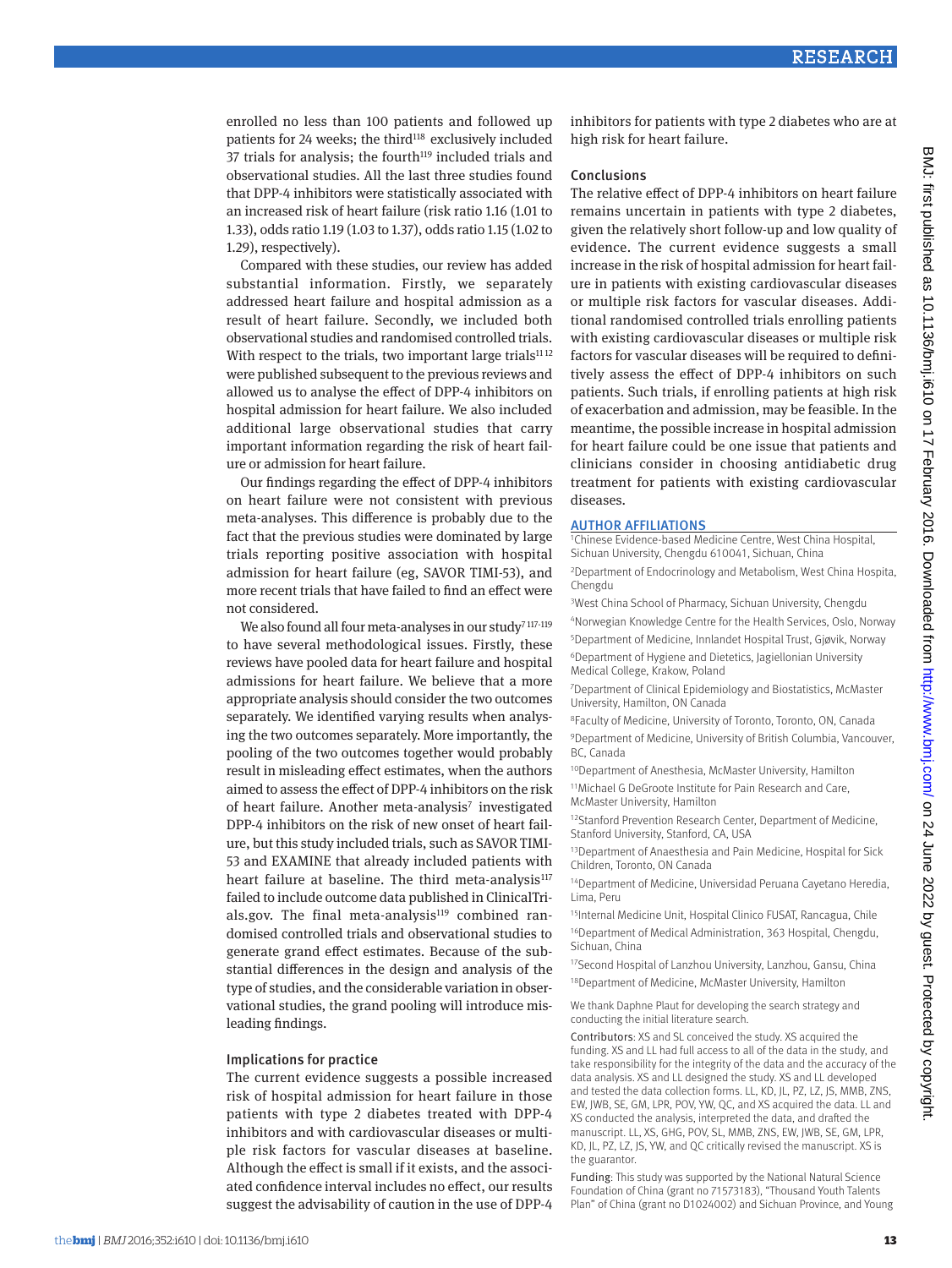enrolled no less than 100 patients and followed up patients for 24 weeks; the third[118] exclusively included 37 trials for analysis; the fourth[119] included trials and observational studies. All the last three studies found that DPP-4 inhibitors were statistically associated with an increased risk of heart failure (risk ratio 1.16 (1.01 to 1.33), odds ratio 1.19 (1.03 to 1.37), odds ratio 1.15 (1.02 to 1.29), respectively).

Compared with these studies, our review has added substantial information. Firstly, we separately addressed heart failure and hospital admission as a result of heart failure. Secondly, we included both observational studies and randomised controlled trials. With respect to the trials, two important large trials[11,12] were published subsequent to the previous reviews and allowed us to analyse the effect of DPP-4 inhibitors on hospital admission for heart failure. We also included additional large observational studies that carry important information regarding the risk of heart failure or admission for heart failure.

Our findings regarding the effect of DPP-4 inhibitors on heart failure were not consistent with previous meta-analyses. This difference is probably due to the fact that the previous studies were dominated by large trials reporting positive association with hospital admission for heart failure (eg, SAVOR TIMI-53), and more recent trials that have failed to find an effect were not considered.

We also found all four meta-analyses in our study[7,117-119] to have several methodological issues. Firstly, these reviews have pooled data for heart failure and hospital admissions for heart failure. We believe that a more appropriate analysis should consider the two outcomes separately. We identified varying results when analysing the two outcomes separately. More importantly, the pooling of the two outcomes together would probably result in misleading effect estimates, when the authors aimed to assess the effect of DPP-4 inhibitors on the risk of heart failure. Another meta-analysis[7] investigated DPP-4 inhibitors on the risk of new onset of heart failure, but this study included trials, such as SAVOR TIMI-53 and EXAMINE that already included patients with heart failure at baseline. The third meta-analysis[117] failed to include outcome data published in ClinicalTrials.gov. The final meta-analysis[119] combined randomised controlled trials and observational studies to generate grand effect estimates. Because of the substantial differences in the design and analysis of the type of studies, and the considerable variation in observational studies, the grand pooling will introduce misleading findings.

### Implications for practice

The current evidence suggests a possible increased risk of hospital admission for heart failure in those patients with type 2 diabetes treated with DPP-4 inhibitors and with cardiovascular diseases or multiple risk factors for vascular diseases at baseline. Although the effect is small if it exists, and the associated confidence interval includes no effect, our results suggest the advisability of caution in the use of DPP-4 inhibitors for patients with type 2 diabetes who are at high risk for heart failure.

### Conclusions

The relative effect of DPP-4 inhibitors on heart failure remains uncertain in patients with type 2 diabetes, given the relatively short follow-up and low quality of evidence. The current evidence suggests a small increase in the risk of hospital admission for heart failure in patients with existing cardiovascular diseases or multiple risk factors for vascular diseases. Additional randomised controlled trials enrolling patients with existing cardiovascular diseases or multiple risk factors for vascular diseases will be required to definitively assess the effect of DPP-4 inhibitors on such patients. Such trials, if enrolling patients at high risk of exacerbation and admission, may be feasible. In the meantime, the possible increase in hospital admission for heart failure could be one issue that patients and clinicians consider in choosing antidiabetic drug treatment for patients with existing cardiovascular diseases.

### AUTHOR AFFILIATIONS

[1]Chinese Evidence-based Medicine Centre, West China Hospital, Sichuan University, Chengdu 610041, Sichuan, China

[2]Department of Endocrinology and Metabolism, West China Hospita, Chengdu

[3]West China School of Pharmacy, Sichuan University, Chengdu

[4]Norwegian Knowledge Centre for the Health Services, Oslo, Norway

[5]Department of Medicine, Innlandet Hospital Trust, Gjøvik, Norway

[6]Department of Hygiene and Dietetics, Jagiellonian University Medical College, Krakow, Poland

[7]Department of Clinical Epidemiology and Biostatistics, McMaster University, Hamilton, ON Canada

[8]Faculty of Medicine, University of Toronto, Toronto, ON, Canada

[9]Department of Medicine, University of British Columbia, Vancouver, BC, Canada

[10]Department of Anesthesia, McMaster University, Hamilton

[11]Michael G DeGroote Institute for Pain Research and Care, McMaster University, Hamilton

[12]Stanford Prevention Research Center, Department of Medicine, Stanford University, Stanford, CA, USA

[13]Department of Anaesthesia and Pain Medicine, Hospital for Sick Children, Toronto, ON Canada

[14]Department of Medicine, Universidad Peruana Cayetano Heredia, Lima, Peru

[15]Internal Medicine Unit, Hospital Clinico FUSAT, Rancagua, Chile

[16]Department of Medical Administration, 363 Hospital, Chengdu, Sichuan, China

[17]Second Hospital of Lanzhou University, Lanzhou, Gansu, China

[18]Department of Medicine, McMaster University, Hamilton

We thank Daphne Plaut for developing the search strategy and conducting the initial literature search.

Contributors: XS and SL conceived the study. XS acquired the funding. XS and LL had full access to all of the data in the study, and take responsibility for the integrity of the data and the accuracy of the data analysis. XS and LL designed the study. XS and LL developed and tested the data collection forms. LL, KD, JL, PZ, LZ, JS, MMB, ZNS, EW, JWB, SE, GM, LPR, POV, YW, QC, and XS acquired the data. LL and XS conducted the analysis, interpreted the data, and drafted the manuscript. LL, XS, GHG, POV, SL, MMB, ZNS, EW, JWB, SE, GM, LPR, KD, JL, PZ, LZ, JS, YW, and QC critically revised the manuscript. XS is the guarantor.

Funding: This study was supported by the National Natural Science Foundation of China (grant no 71573183), "Thousand Youth Talents Plan" of China (grant no D1024002) and Sichuan Province, and Young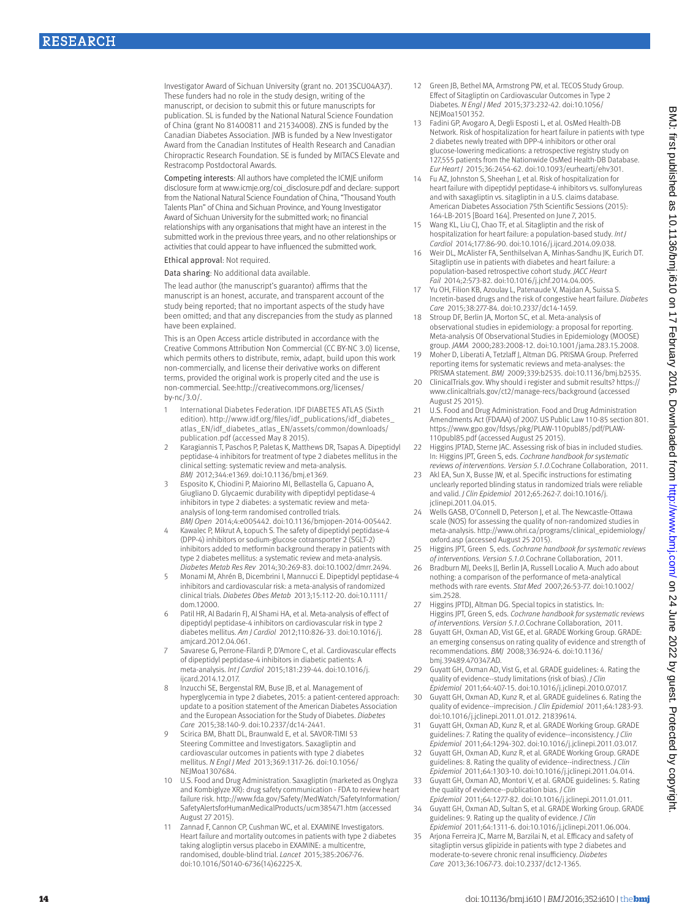Investigator Award of Sichuan University (grant no. 2013SCU04A37). These funders had no role in the study design, writing of the manuscript, or decision to submit this or future manuscripts for publication. SL is funded by the National Natural Science Foundation of China (grant No 81400811 and 21534008). ZNS is funded by the Canadian Diabetes Association. JWB is funded by a New Investigator Award from the Canadian Institutes of Health Research and Canadian Chiropractic Research Foundation. SE is funded by MITACS Elevate and Restracomp Postdoctoral Awards.

Competing interests: All authors have completed the ICMJE uniform disclosure form at www.icmje.org/coi_disclosure.pdf and declare: support from the National Natural Science Foundation of China, "Thousand Youth Talents Plan" of China and Sichuan Province, and Young Investigator Award of Sichuan University for the submitted work; no financial relationships with any organisations that might have an interest in the submitted work in the previous three years, and no other relationships or activities that could appear to have influenced the submitted work.

Ethical approval: Not required.

Data sharing: No additional data available.

The lead author (the manuscript's guarantor) affirms that the manuscript is an honest, accurate, and transparent account of the study being reported; that no important aspects of the study have been omitted; and that any discrepancies from the study as planned have been explained.

This is an Open Access article distributed in accordance with the Creative Commons Attribution Non Commercial (CC BY-NC 3.0) license, which permits others to distribute, remix, adapt, build upon this work non-commercially, and license their derivative works on different terms, provided the original work is properly cited and the use is non-commercial. See:http://creativecommons.org/licenses/by-nc/3.0/.

1. International Diabetes Federation. IDF DIABETES ATLAS (Sixth edition). http://www.idf.org/files/idf_publications/idf_diabetes_atlas_EN/idf_diabetes_atlas_EN/assets/common/downloads/publication.pdf (accessed May 8 2015).
2. Karagiannis T, Paschos P, Paletas K, Matthews DR, Tsapas A. Dipeptidyl peptidase-4 inhibitors for treatment of type 2 diabetes mellitus in the clinical setting: systematic review and meta-analysis. *BMJ* 2012;344:e1369. doi:10.1136/bmj.e1369.
3. Esposito K, Chiodini P, Maiorino MI, Bellastella G, Capuano A, Giugliano D. Glycaemic durability with dipeptidyl peptidase-4 inhibitors in type 2 diabetes: a systematic review and meta-analysis of long-term randomised controlled trials. *BMJ Open* 2014;4:e005442. doi:10.1136/bmjopen-2014-005442.
4. Kawalec P, Mikrut A, Łopuch S. The safety of dipeptidyl peptidase-4 (DPP-4) inhibitors or sodium-glucose cotransporter 2 (SGLT-2) inhibitors added to metformin background therapy in patients with type 2 diabetes mellitus: a systematic review and meta-analysis. *Diabetes Metab Res Rev* 2014;30:269-83. doi:10.1002/dmrr.2494.
5. Monami M, Ahrén B, Dicembrini I, Mannucci E. Dipeptidyl peptidase-4 inhibitors and cardiovascular risk: a meta-analysis of randomized clinical trials. *Diabetes Obes Metab* 2013;15:112-20. doi:10.1111/dom.12000.
6. Patil HR, Al Badarin FJ, Al Shami HA, et al. Meta-analysis of effect of dipeptidyl peptidase-4 inhibitors on cardiovascular risk in type 2 diabetes mellitus. *Am J Cardiol* 2012;110:826-33. doi:10.1016/j.amjcard.2012.04.061.
7. Savarese G, Perrone-Filardi P, D'Amore C, et al. Cardiovascular effects of dipeptidyl peptidase-4 inhibitors in diabetic patients: A meta-analysis. *Int J Cardiol* 2015;181:239-44. doi:10.1016/j.ijcard.2014.12.017.
8. Inzucchi SE, Bergenstal RM, Buse JB, et al. Management of hyperglycemia in type 2 diabetes, 2015: a patient-centered approach: update to a position statement of the American Diabetes Association and the European Association for the Study of Diabetes. *Diabetes Care* 2015;38:140-9. doi:10.2337/dc14-2441.
9. Scirica BM, Bhatt DL, Braunwald E, et al. SAVOR-TIMI 53 Steering Committee and Investigators. Saxagliptin and cardiovascular outcomes in patients with type 2 diabetes mellitus. *N Engl J Med* 2013;369:1317-26. doi:10.1056/NEJMoa1307684.
10. U.S. Food and Drug Administration. Saxagliptin (marketed as Onglyza and Kombiglyze XR): drug safety communication - FDA to review heart failure risk. http://www.fda.gov/Safety/MedWatch/SafetyInformation/SafetyAlertsforHumanMedicalProducts/ucm385471.htm (accessed August 27 2015).
11. Zannad F, Cannon CP, Cushman WC, et al. EXAMINE Investigators. Heart failure and mortality outcomes in patients with type 2 diabetes taking alogliptin versus placebo in EXAMINE: a multicentre, randomised, double-blind trial. *Lancet* 2015;385:2067-76. doi:10.1016/S0140-6736(14)62225-X.
12. Green JB, Bethel MA, Armstrong PW, et al. TECOS Study Group. Effect of Sitagliptin on Cardiovascular Outcomes in Type 2 Diabetes. *N Engl J Med* 2015;373:232-42. doi:10.1056/NEJMoa1501352.
13. Fadini GP, Avogaro A, Degli Esposti L, et al. OsMed Health-DB Network. Risk of hospitalization for heart failure in patients with type 2 diabetes newly treated with DPP-4 inhibitors or other oral glucose-lowering medications: a retrospective registry study on 127,555 patients from the Nationwide OsMed Health-DB Database. *Eur Heart J* 2015;36:2454-62. doi:10.1093/eurheartj/ehv301.
14. Fu AZ, Johnston S, Sheehan J, et al. Risk of hospitalization for heart failure with dipeptidyl peptidase-4 inhibitors vs. sulfonylureas and with saxagliptin vs. sitagliptin in a U.S. claims database. American Diabetes Association 75th Scientific Sessions (2015): 164-LB-2015 [Board 164]. Presented on June 7, 2015.
15. Wang KL, Liu CJ, Chao TF, et al. Sitagliptin and the risk of hospitalization for heart failure: a population-based study. *Int J Cardiol* 2014;177:86-90. doi:10.1016/j.ijcard.2014.09.038.
16. Weir DL, McAlister FA, Senthilselvan A, Minhas-Sandhu JK, Eurich DT. Sitagliptin use in patients with diabetes and heart failure: a population-based retrospective cohort study. *JACC Heart Fail* 2014;2:573-82. doi:10.1016/j.jchf.2014.04.005.
17. Yu OH, Filion KB, Azoulay L, Patenaude V, Majdan A, Suissa S. Incretin-based drugs and the risk of congestive heart failure. *Diabetes Care* 2015;38:277-84. doi:10.2337/dc14-1459.
18. Stroup DF, Berlin JA, Morton SC, et al. Meta-analysis of observational studies in epidemiology: a proposal for reporting. Meta-analysis Of Observational Studies in Epidemiology (MOOSE) group. *JAMA* 2000;283:2008-12. doi:10.1001/jama.283.15.2008.
19. Moher D, Liberati A, Tetzlaff J, Altman DG. PRISMA Group. Preferred reporting items for systematic reviews and meta-analyses: the PRISMA statement. *BMJ* 2009;339:b2535. doi:10.1136/bmj.b2535.
20. ClinicalTrials.gov. Why should i register and submit results? https://www.clinicaltrials.gov/ct2/manage-recs/background (accessed August 25 2015).
21. U.S. Food and Drug Administration. Food and Drug Administration Amendments Act (FDAAA) of 2007. US Public Law 110-85 section 801. https://www.gpo.gov/fdsys/pkg/PLAW-110publ85/pdf/PLAW-110publ85.pdf (accessed August 25 2015).
22. Higgins JPTAD, Sterne JAC. Assessing risk of bias in included studies. In: Higgins JPT, Green S, eds. *Cochrane handbook for systematic reviews of interventions. Version 5.1.0.*Cochrane Collaboration, 2011.
23. Akl EA, Sun X, Busse JW, et al. Specific instructions for estimating unclearly reported blinding status in randomized trials were reliable and valid. *J Clin Epidemiol* 2012;65:262-7. doi:10.1016/j.jclinepi.2011.04.015.
24. Wells GASB, O'Connell D, Peterson J, et al. The Newcastle-Ottawa scale (NOS) for assessing the quality of non-randomized studies in meta-analysis. http://www.ohri.ca/programs/clinical_epidemiology/oxford.asp (accessed August 25 2015).
25. Higgins JPT, Green S, eds. *Cochrane handbook for systematic reviews of interventions. Version 5.1.0.*Cochrane Collaboration, 2011.
26. Bradburn MJ, Deeks JJ, Berlin JA, Russell Localio A. Much ado about nothing: a comparison of the performance of meta-analytical methods with rare events. *Stat Med* 2007;26:53-77. doi:10.1002/sim.2528.
27. Higgins JPTDJ, Altman DG. Special topics in statistics. In: Higgins JPT, Green S, eds. *Cochrane handbook for systematic reviews of interventions. Version 5.1.0.*Cochrane Collaboration, 2011.
28. Guyatt GH, Oxman AD, Vist GE, et al. GRADE Working Group. GRADE: an emerging consensus on rating quality of evidence and strength of recommendations. *BMJ* 2008;336:924-6. doi:10.1136/bmj.39489.470347.AD.
29. Guyatt GH, Oxman AD, Vist G, et al. GRADE guidelines: 4. Rating the quality of evidence--study limitations (risk of bias). *J Clin Epidemiol* 2011;64:407-15. doi:10.1016/j.jclinepi.2010.07.017.
30. Guyatt GH, Oxman AD, Kunz R, et al. GRADE guidelines 6. Rating the quality of evidence--imprecision. *J Clin Epidemiol* 2011;64:1283-93. doi:10.1016/j.jclinepi.2011.01.012. 21839614.
31. Guyatt GH, Oxman AD, Kunz R, et al. GRADE Working Group. GRADE guidelines: 7. Rating the quality of evidence--inconsistency. *J Clin Epidemiol* 2011;64:1294-302. doi:10.1016/j.jclinepi.2011.03.017.
32. Guyatt GH, Oxman AD, Kunz R, et al. GRADE Working Group. GRADE guidelines: 8. Rating the quality of evidence--indirectness. *J Clin Epidemiol* 2011;64:1303-10. doi:10.1016/j.jclinepi.2011.04.014.
33. Guyatt GH, Oxman AD, Montori V, et al. GRADE guidelines: 5. Rating the quality of evidence--publication bias. *J Clin Epidemiol* 2011;64:1277-82. doi:10.1016/j.jclinepi.2011.01.011.
34. Guyatt GH, Oxman AD, Sultan S, et al. GRADE Working Group. GRADE guidelines: 9. Rating up the quality of evidence. *J Clin Epidemiol* 2011;64:1311-6. doi:10.1016/j.jclinepi.2011.06.004.
35. Arjona Ferreira JC, Marre M, Barzilai N, et al. Efficacy and safety of sitagliptin versus glipizide in patients with type 2 diabetes and moderate-to-severe chronic renal insufficiency. *Diabetes Care* 2013;36:1067-73. doi:10.2337/dc12-1365.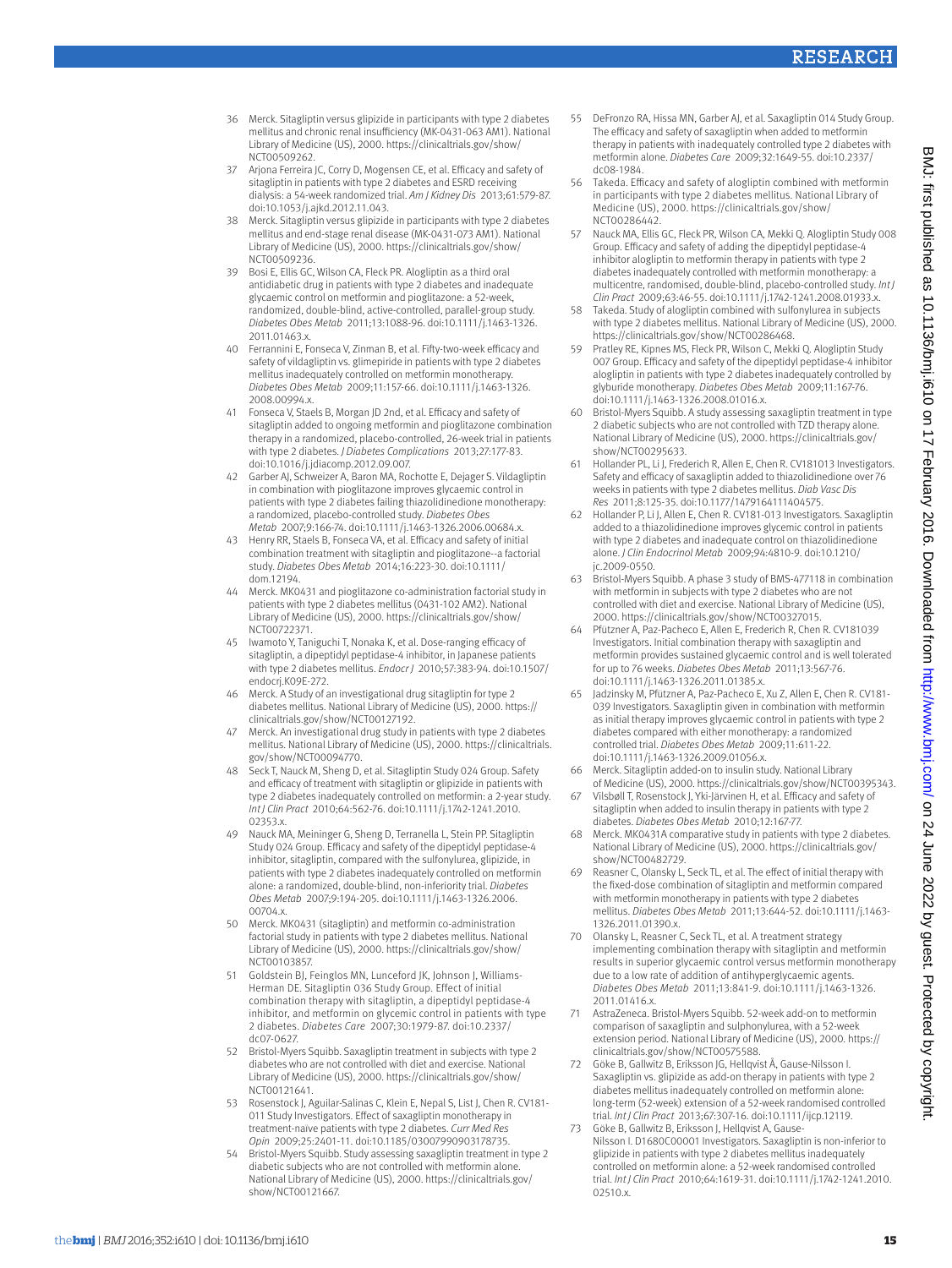36 Merck. Sitagliptin versus glipizide in participants with type 2 diabetes mellitus and chronic renal insufficiency (MK-0431-063 AM1). National Library of Medicine (US), 2000. https://clinicaltrials.gov/show/NCT00509262.

37 Arjona Ferreira JC, Corry D, Mogensen CE, et al. Efficacy and safety of sitagliptin in patients with type 2 diabetes and ESRD receiving dialysis: a 54-week randomized trial. *Am J Kidney Dis* 2013;61:579-87. doi:10.1053/j.ajkd.2012.11.043.

38 Merck. Sitagliptin versus glipizide in participants with type 2 diabetes mellitus and end-stage renal disease (MK-0431-073 AM1). National Library of Medicine (US), 2000. https://clinicaltrials.gov/show/NCT00509236.

39 Bosi E, Ellis GC, Wilson CA, Fleck PR. Alogliptin as a third oral antidiabetic drug in patients with type 2 diabetes and inadequate glycaemic control on metformin and pioglitazone: a 52-week, randomized, double-blind, active-controlled, parallel-group study. *Diabetes Obes Metab* 2011;13:1088-96. doi:10.1111/j.1463-1326.2011.01463.x.

40 Ferrannini E, Fonseca V, Zinman B, et al. Fifty-two-week efficacy and safety of vildagliptin vs. glimepiride in patients with type 2 diabetes mellitus inadequately controlled on metformin monotherapy. *Diabetes Obes Metab* 2009;11:157-66. doi:10.1111/j.1463-1326.2008.00994.x.

41 Fonseca V, Staels B, Morgan JD 2nd, et al. Efficacy and safety of sitagliptin added to ongoing metformin and pioglitazone combination therapy in a randomized, placebo-controlled, 26-week trial in patients with type 2 diabetes. *J Diabetes Complications* 2013;27:177-83. doi:10.1016/j.jdiacomp.2012.09.007.

42 Garber AJ, Schweizer A, Baron MA, Rochotte E, Dejager S. Vildagliptin in combination with pioglitazone improves glycaemic control in patients with type 2 diabetes failing thiazolidinedione monotherapy: a randomized, placebo-controlled study. *Diabetes Obes Metab* 2007;9:166-74. doi:10.1111/j.1463-1326.2006.00684.x.

43 Henry RR, Staels B, Fonseca VA, et al. Efficacy and safety of initial combination treatment with sitagliptin and pioglitazone--a factorial study. *Diabetes Obes Metab* 2014;16:223-30. doi:10.1111/dom.12194.

44 Merck. MK0431 and pioglitazone co-administration factorial study in patients with type 2 diabetes mellitus (0431-102 AM2). National Library of Medicine (US), 2000. https://clinicaltrials.gov/show/NCT00722371.

45 Iwamoto Y, Taniguchi T, Nonaka K, et al. Dose-ranging efficacy of sitagliptin, a dipeptidyl peptidase-4 inhibitor, in Japanese patients with type 2 diabetes mellitus. *Endocr J* 2010;57:383-94. doi:10.1507/endocrj.K09E-272.

46 Merck. A Study of an investigational drug sitagliptin for type 2 diabetes mellitus. National Library of Medicine (US), 2000. https://clinicaltrials.gov/show/NCT00127192.

47 Merck. An investigational drug study in patients with type 2 diabetes mellitus. National Library of Medicine (US), 2000. https://clinicaltrials.gov/show/NCT00094770.

48 Seck T, Nauck M, Sheng D, et al. Sitagliptin Study 024 Group. Safety and efficacy of treatment with sitagliptin or glipizide in patients with type 2 diabetes inadequately controlled on metformin: a 2-year study. *Int J Clin Pract* 2010;64:562-76. doi:10.1111/j.1742-1241.2010.02353.x.

49 Nauck MA, Meininger G, Sheng D, Terranella L, Stein PP. Sitagliptin Study 024 Group. Efficacy and safety of the dipeptidyl peptidase-4 inhibitor, sitagliptin, compared with the sulfonylurea, glipizide, in patients with type 2 diabetes inadequately controlled on metformin alone: a randomized, double-blind, non-inferiority trial. *Diabetes Obes Metab* 2007;9:194-205. doi:10.1111/j.1463-1326.2006.00704.x.

50 Merck. MK0431 (sitagliptin) and metformin co-administration factorial study in patients with type 2 diabetes mellitus. National Library of Medicine (US), 2000. https://clinicaltrials.gov/show/NCT00103857.

51 Goldstein BJ, Feinglos MN, Lunceford JK, Johnson J, Williams-Herman DE. Sitagliptin 036 Study Group. Effect of initial combination therapy with sitagliptin, a dipeptidyl peptidase-4 inhibitor, and metformin on glycemic control in patients with type 2 diabetes. *Diabetes Care* 2007;30:1979-87. doi:10.2337/dc07-0627.

52 Bristol-Myers Squibb. Saxagliptin treatment in subjects with type 2 diabetes who are not controlled with diet and exercise. National Library of Medicine (US), 2000. https://clinicaltrials.gov/show/NCT00121641.

53 Rosenstock J, Aguilar-Salinas C, Klein E, Nepal S, List J, Chen R. CV181-011 Study Investigators. Effect of saxagliptin monotherapy in treatment-naïve patients with type 2 diabetes. *Curr Med Res Opin* 2009;25:2401-11. doi:10.1185/03007990903178735.

54 Bristol-Myers Squibb. Study assessing saxagliptin treatment in type 2 diabetic subjects who are not controlled with metformin alone. National Library of Medicine (US), 2000. https://clinicaltrials.gov/show/NCT00121667.

55 DeFronzo RA, Hissa MN, Garber AJ, et al. Saxagliptin 014 Study Group. The efficacy and safety of saxagliptin when added to metformin therapy in patients with inadequately controlled type 2 diabetes with metformin alone. *Diabetes Care* 2009;32:1649-55. doi:10.2337/dc08-1984.

56 Takeda. Efficacy and safety of alogliptin combined with metformin in participants with type 2 diabetes mellitus. National Library of Medicine (US), 2000. https://clinicaltrials.gov/show/NCT00286442.

57 Nauck MA, Ellis GC, Fleck PR, Wilson CA, Mekki Q. Alogliptin Study 008 Group. Efficacy and safety of adding the dipeptidyl peptidase-4 inhibitor alogliptin to metformin therapy in patients with type 2 diabetes inadequately controlled with metformin monotherapy: a multicentre, randomised, double-blind, placebo-controlled study. *Int J Clin Pract* 2009;63:46-55. doi:10.1111/j.1742-1241.2008.01933.x.

58 Takeda. Study of alogliptin combined with sulfonylurea in subjects with type 2 diabetes mellitus. National Library of Medicine (US), 2000. https://clinicaltrials.gov/show/NCT00286468.

59 Pratley RE, Kipnes MS, Fleck PR, Wilson C, Mekki Q. Alogliptin Study 007 Group. Efficacy and safety of the dipeptidyl peptidase-4 inhibitor alogliptin in patients with type 2 diabetes inadequately controlled by glyburide monotherapy. *Diabetes Obes Metab* 2009;11:167-76. doi:10.1111/j.1463-1326.2008.01016.x.

60 Bristol-Myers Squibb. A study assessing saxagliptin treatment in type 2 diabetic subjects who are not controlled with TZD therapy alone. National Library of Medicine (US), 2000. https://clinicaltrials.gov/show/NCT00295633.

61 Hollander PL, Li J, Frederich R, Allen E, Chen R. CV181013 Investigators. Safety and efficacy of saxagliptin added to thiazolidinedione over 76 weeks in patients with type 2 diabetes mellitus. *Diab Vasc Dis Res* 2011;8:125-35. doi:10.1177/1479164111404575.

62 Hollander P, Li J, Allen E, Chen R. CV181-013 Investigators. Saxagliptin added to a thiazolidinedione improves glycemic control in patients with type 2 diabetes and inadequate control on thiazolidinedione alone. *J Clin Endocrinol Metab* 2009;94:4810-9. doi:10.1210/jc.2009-0550.

63 Bristol-Myers Squibb. A phase 3 study of BMS-477118 in combination with metformin in subjects with type 2 diabetes who are not controlled with diet and exercise. National Library of Medicine (US), 2000. https://clinicaltrials.gov/show/NCT00327015.

64 Pfützner A, Paz-Pacheco E, Allen E, Frederich R, Chen R. CV181039 Investigators. Initial combination therapy with saxagliptin and metformin provides sustained glycaemic control and is well tolerated for up to 76 weeks. *Diabetes Obes Metab* 2011;13:567-76. doi:10.1111/j.1463-1326.2011.01385.x.

65 Jadzinsky M, Pfützner A, Paz-Pacheco E, Xu Z, Allen E, Chen R. CV181-039 Investigators. Saxagliptin given in combination with metformin as initial therapy improves glycaemic control in patients with type 2 diabetes compared with either monotherapy: a randomized controlled trial. *Diabetes Obes Metab* 2009;11:611-22. doi:10.1111/j.1463-1326.2009.01056.x.

66 Merck. Sitagliptin added-on to insulin study. National Library of Medicine (US), 2000. https://clinicaltrials.gov/show/NCT00395343.

67 Vilsbøll T, Rosenstock J, Yki-Järvinen H, et al. Efficacy and safety of sitagliptin when added to insulin therapy in patients with type 2 diabetes. *Diabetes Obes Metab* 2010;12:167-77.

68 Merck. MK0431A comparative study in patients with type 2 diabetes. National Library of Medicine (US), 2000. https://clinicaltrials.gov/show/NCT00482729.

69 Reasner C, Olansky L, Seck TL, et al. The effect of initial therapy with the fixed-dose combination of sitagliptin and metformin compared with metformin monotherapy in patients with type 2 diabetes mellitus. *Diabetes Obes Metab* 2011;13:644-52. doi:10.1111/j.1463-1326.2011.01390.x.

70 Olansky L, Reasner C, Seck TL, et al. A treatment strategy implementing combination therapy with sitagliptin and metformin results in superior glycaemic control versus metformin monotherapy due to a low rate of addition of antihyperglycaemic agents. *Diabetes Obes Metab* 2011;13:841-9. doi:10.1111/j.1463-1326.2011.01416.x.

71 AstraZeneca. Bristol-Myers Squibb. 52-week add-on to metformin comparison of saxagliptin and sulphonylurea, with a 52-week extension period. National Library of Medicine (US), 2000. https://clinicaltrials.gov/show/NCT00575588.

72 Göke B, Gallwitz B, Eriksson JG, Hellqvist Å, Gause-Nilsson I. Saxagliptin vs. glipizide as add-on therapy in patients with type 2 diabetes mellitus inadequately controlled on metformin alone: long-term (52-week) extension of a 52-week randomised controlled trial. *Int J Clin Pract* 2013;67:307-16. doi:10.1111/ijcp.12119.

73 Göke B, Gallwitz B, Eriksson J, Hellqvist A, Gause-Nilsson I. D1680C00001 Investigators. Saxagliptin is non-inferior to glipizide in patients with type 2 diabetes mellitus inadequately controlled on metformin alone: a 52-week randomised controlled trial. *Int J Clin Pract* 2010;64:1619-31. doi:10.1111/j.1742-1241.2010.02510.x.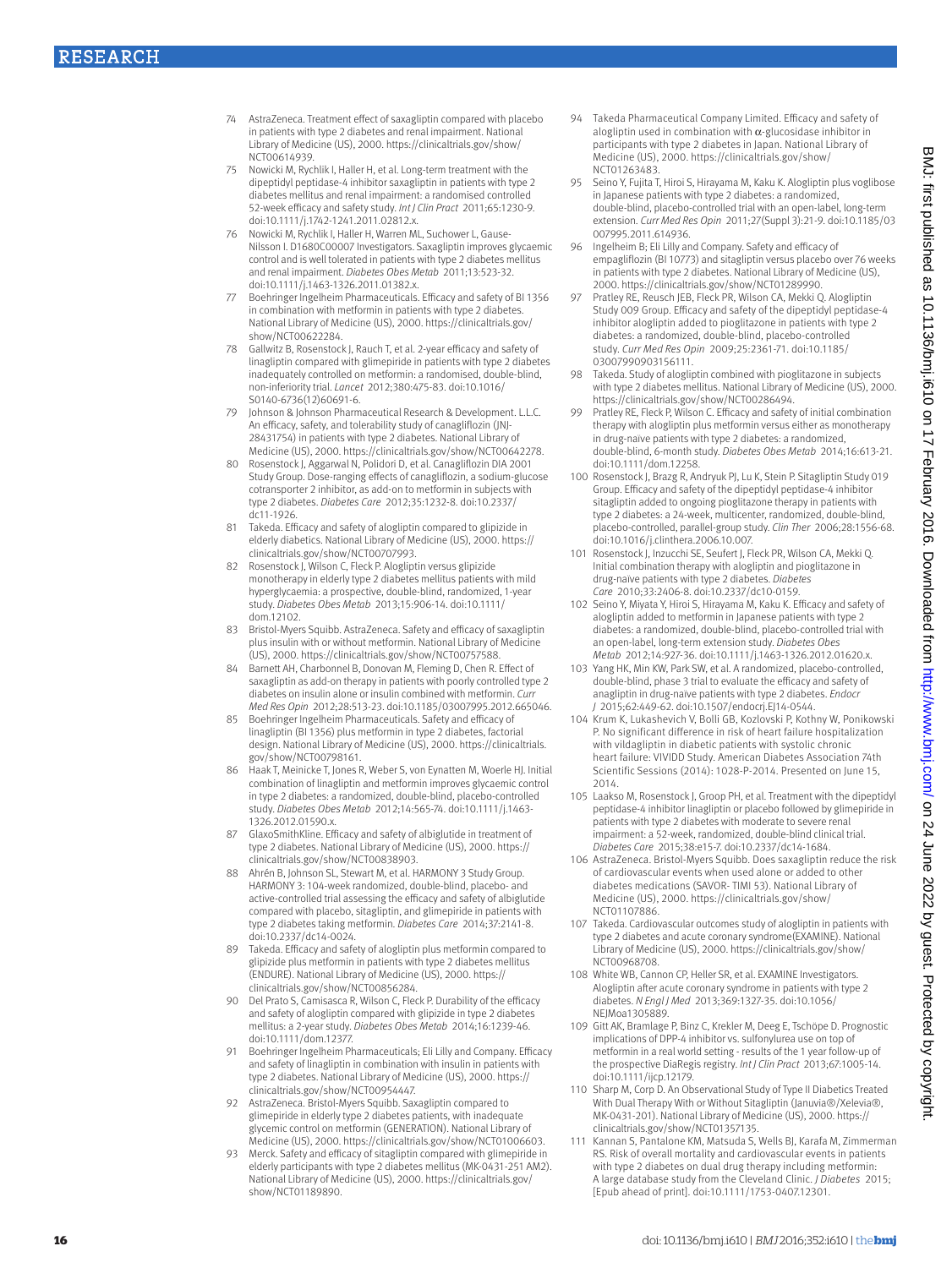74 AstraZeneca. Treatment effect of saxagliptin compared with placebo in patients with type 2 diabetes and renal impairment. National Library of Medicine (US), 2000. https://clinicaltrials.gov/show/NCT00614939.

75 Nowicki M, Rychlik I, Haller H, et al. Long-term treatment with the dipeptidyl peptidase-4 inhibitor saxagliptin in patients with type 2 diabetes mellitus and renal impairment: a randomised controlled 52-week efficacy and safety study. *Int J Clin Pract* 2011;65:1230-9. doi:10.1111/j.1742-1241.2011.02812.x.

76 Nowicki M, Rychlik I, Haller H, Warren ML, Suchower L, Gause-Nilsson I. D1680C00007 Investigators. Saxagliptin improves glycaemic control and is well tolerated in patients with type 2 diabetes mellitus and renal impairment. *Diabetes Obes Metab* 2011;13:523-32. doi:10.1111/j.1463-1326.2011.01382.x.

77 Boehringer Ingelheim Pharmaceuticals. Efficacy and safety of BI 1356 in combination with metformin in patients with type 2 diabetes. National Library of Medicine (US), 2000. https://clinicaltrials.gov/show/NCT00622284.

78 Gallwitz B, Rosenstock J, Rauch T, et al. 2-year efficacy and safety of linagliptin compared with glimepiride in patients with type 2 diabetes inadequately controlled on metformin: a randomised, double-blind, non-inferiority trial. *Lancet* 2012;380:475-83. doi:10.1016/S0140-6736(12)60691-6.

79 Johnson & Johnson Pharmaceutical Research & Development. L.L.C. An efficacy, safety, and tolerability study of canagliflozin (JNJ-28431754) in patients with type 2 diabetes. National Library of Medicine (US), 2000. https://clinicaltrials.gov/show/NCT00642278.

80 Rosenstock J, Aggarwal N, Polidori D, et al. Canagliflozin DIA 2001 Study Group. Dose-ranging effects of canagliflozin, a sodium-glucose cotransporter 2 inhibitor, as add-on to metformin in subjects with type 2 diabetes. *Diabetes Care* 2012;35:1232-8. doi:10.2337/dc11-1926.

81 Takeda. Efficacy and safety of alogliptin compared to glipizide in elderly diabetics. National Library of Medicine (US), 2000. https://clinicaltrials.gov/show/NCT00707993.

82 Rosenstock J, Wilson C, Fleck P. Alogliptin versus glipizide monotherapy in elderly type 2 diabetes mellitus patients with mild hyperglycaemia: a prospective, double-blind, randomized, 1-year study. *Diabetes Obes Metab* 2013;15:906-14. doi:10.1111/dom.12102.

83 Bristol-Myers Squibb. AstraZeneca. Safety and efficacy of saxagliptin plus insulin with or without metformin. National Library of Medicine (US), 2000. https://clinicaltrials.gov/show/NCT00757588.

84 Barnett AH, Charbonnel B, Donovan M, Fleming D, Chen R. Effect of saxagliptin as add-on therapy in patients with poorly controlled type 2 diabetes on insulin alone or insulin combined with metformin. *Curr Med Res Opin* 2012;28:513-23. doi:10.1185/03007995.2012.665046.

85 Boehringer Ingelheim Pharmaceuticals. Safety and efficacy of linagliptin (BI 1356) plus metformin in type 2 diabetes, factorial design. National Library of Medicine (US), 2000. https://clinicaltrials.gov/show/NCT00798161.

86 Haak T, Meinicke T, Jones R, Weber S, von Eynatten M, Woerle HJ. Initial combination of linagliptin and metformin improves glycaemic control in type 2 diabetes: a randomized, double-blind, placebo-controlled study. *Diabetes Obes Metab* 2012;14:565-74. doi:10.1111/j.1463-1326.2012.01590.x.

87 GlaxoSmithKline. Efficacy and safety of albiglutide in treatment of type 2 diabetes. National Library of Medicine (US), 2000. https://clinicaltrials.gov/show/NCT00838903.

88 Ahrén B, Johnson SL, Stewart M, et al. HARMONY 3 Study Group. HARMONY 3: 104-week randomized, double-blind, placebo- and active-controlled trial assessing the efficacy and safety of albiglutide compared with placebo, sitagliptin, and glimepiride in patients with type 2 diabetes taking metformin. *Diabetes Care* 2014;37:2141-8. doi:10.2337/dc14-0024.

89 Takeda. Efficacy and safety of alogliptin plus metformin compared to glipizide plus metformin in patients with type 2 diabetes mellitus (ENDURE). National Library of Medicine (US), 2000. https://clinicaltrials.gov/show/NCT00856284.

90 Del Prato S, Camisasca R, Wilson C, Fleck P. Durability of the efficacy and safety of alogliptin compared with glipizide in type 2 diabetes mellitus: a 2-year study. *Diabetes Obes Metab* 2014;16:1239-46. doi:10.1111/dom.12377.

91 Boehringer Ingelheim Pharmaceuticals; Eli Lilly and Company. Efficacy and safety of linagliptin in combination with insulin in patients with type 2 diabetes. National Library of Medicine (US), 2000. https://clinicaltrials.gov/show/NCT00954447.

92 AstraZeneca. Bristol-Myers Squibb. Saxagliptin compared to glimepiride in elderly type 2 diabetes patients, with inadequate glycemic control on metformin (GENERATION). National Library of Medicine (US), 2000. https://clinicaltrials.gov/show/NCT01006603.

93 Merck. Safety and efficacy of sitagliptin compared with glimepiride in elderly participants with type 2 diabetes mellitus (MK-0431-251 AM2). National Library of Medicine (US), 2000. https://clinicaltrials.gov/show/NCT01189890.

94 Takeda Pharmaceutical Company Limited. Efficacy and safety of alogliptin used in combination with α-glucosidase inhibitor in participants with type 2 diabetes in Japan. National Library of Medicine (US), 2000. https://clinicaltrials.gov/show/NCT01263483.

95 Seino Y, Fujita T, Hiroi S, Hirayama M, Kaku K. Alogliptin plus voglibose in Japanese patients with type 2 diabetes: a randomized, double-blind, placebo-controlled trial with an open-label, long-term extension. *Curr Med Res Opin* 2011;27(Suppl 3):21-9. doi:10.1185/03007995.2011.614936.

96 Ingelheim B; Eli Lilly and Company. Safety and efficacy of empagliflozin (BI 10773) and sitagliptin versus placebo over 76 weeks in patients with type 2 diabetes. National Library of Medicine (US), 2000. https://clinicaltrials.gov/show/NCT01289990.

97 Pratley RE, Reusch JEB, Fleck PR, Wilson CA, Mekki Q. Alogliptin Study 009 Group. Efficacy and safety of the dipeptidyl peptidase-4 inhibitor alogliptin added to pioglitazone in patients with type 2 diabetes: a randomized, double-blind, placebo-controlled study. *Curr Med Res Opin* 2009;25:2361-71. doi:10.1185/03007990903156111.

98 Takeda. Study of alogliptin combined with pioglitazone in subjects with type 2 diabetes mellitus. National Library of Medicine (US), 2000. https://clinicaltrials.gov/show/NCT00286494.

99 Pratley RE, Fleck P, Wilson C. Efficacy and safety of initial combination therapy with alogliptin plus metformin versus either as monotherapy in drug-naive patients with type 2 diabetes: a randomized, double-blind, 6-month study. *Diabetes Obes Metab* 2014;16:613-21. doi:10.1111/dom.12258.

100 Rosenstock J, Brazg R, Andryuk PJ, Lu K, Stein P. Sitagliptin Study 019 Group. Efficacy and safety of the dipeptidyl peptidase-4 inhibitor sitagliptin added to ongoing pioglitazone therapy in patients with type 2 diabetes: a 24-week, multicenter, randomized, double-blind, placebo-controlled, parallel-group study. *Clin Ther* 2006;28:1556-68. doi:10.1016/j.clinthera.2006.10.007.

101 Rosenstock J, Inzucchi SE, Seufert J, Fleck PR, Wilson CA, Mekki Q. Initial combination therapy with alogliptin and pioglitazone in drug-naive patients with type 2 diabetes. *Diabetes Care* 2010;33:2406-8. doi:10.2337/dc10-0159.

102 Seino Y, Miyata Y, Hiroi S, Hirayama M, Kaku K. Efficacy and safety of alogliptin added to metformin in Japanese patients with type 2 diabetes: a randomized, double-blind, placebo-controlled trial with an open-label, long-term extension study. *Diabetes Obes Metab* 2012;14:927-36. doi:10.1111/j.1463-1326.2012.01620.x.

103 Yang HK, Min KW, Park SW, et al. A randomized, placebo-controlled, double-blind, phase 3 trial to evaluate the efficacy and safety of anagliptin in drug-naive patients with type 2 diabetes. *Endocr J* 2015;62:449-62. doi:10.1507/endocrj.EJ14-0544.

104 Krum K, Lukashevich V, Bolli GB, Kozlovski P, Kothny W, Ponikowski P. No significant difference in risk of heart failure hospitalization with vildagliptin in diabetic patients with systolic chronic heart failure: VIVIDD Study. American Diabetes Association 74th Scientific Sessions (2014): 1028-P-2014. Presented on June 15, 2014.

105 Laakso M, Rosenstock J, Groop PH, et al. Treatment with the dipeptidyl peptidase-4 inhibitor linagliptin or placebo followed by glimepiride in patients with type 2 diabetes with moderate to severe renal impairment: a 52-week, randomized, double-blind clinical trial. *Diabetes Care* 2015;38:e15-7. doi:10.2337/dc14-1684.

106 AstraZeneca. Bristol-Myers Squibb. Does saxagliptin reduce the risk of cardiovascular events when used alone or added to other diabetes medications (SAVOR- TIMI 53). National Library of Medicine (US), 2000. https://clinicaltrials.gov/show/NCT01107886.

107 Takeda. Cardiovascular outcomes study of alogliptin in patients with type 2 diabetes and acute coronary syndrome(EXAMINE). National Library of Medicine (US), 2000. https://clinicaltrials.gov/show/NCT00968708.

108 White WB, Cannon CP, Heller SR, et al. EXAMINE Investigators. Alogliptin after acute coronary syndrome in patients with type 2 diabetes. *N Engl J Med* 2013;369:1327-35. doi:10.1056/NEJMoa1305889.

109 Gitt AK, Bramlage P, Binz C, Krekler M, Deeg E, Tschöpe D. Prognostic implications of DPP-4 inhibitor vs. sulfonylurea use on top of metformin in a real world setting - results of the 1 year follow-up of the prospective DiaRegis registry. *Int J Clin Pract* 2013;67:1005-14. doi:10.1111/ijcp.12179.

110 Sharp M, Corp D. An Observational Study of Type II Diabetics Treated With Dual Therapy With or Without Sitagliptin (Januvia®/Xelevia®, MK-0431-201). National Library of Medicine (US), 2000. https://clinicaltrials.gov/show/NCT01357135.

111 Kannan S, Pantalone KM, Matsuda S, Wells BJ, Karafa M, Zimmerman RS. Risk of overall mortality and cardiovascular events in patients with type 2 diabetes on dual drug therapy including metformin: A large database study from the Cleveland Clinic. *J Diabetes* 2015; [Epub ahead of print]. doi:10.1111/1753-0407.12301.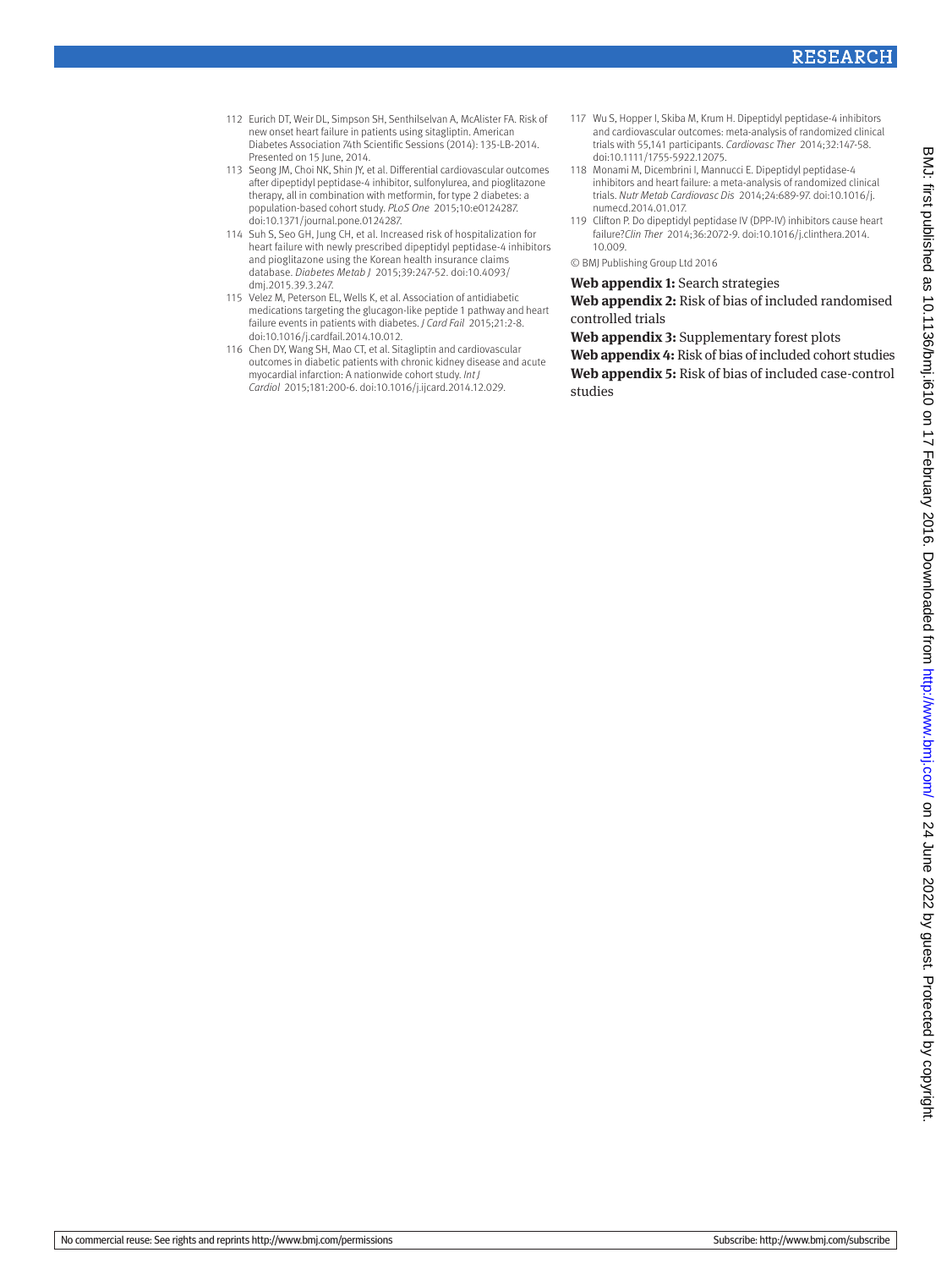112 Eurich DT, Weir DL, Simpson SH, Senthilselvan A, McAlister FA. Risk of new onset heart failure in patients using sitagliptin. American Diabetes Association 74th Scientific Sessions (2014): 135-LB-2014. Presented on 15 June, 2014.

113 Seong JM, Choi NK, Shin JY, et al. Differential cardiovascular outcomes after dipeptidyl peptidase-4 inhibitor, sulfonylurea, and pioglitazone therapy, all in combination with metformin, for type 2 diabetes: a population-based cohort study. *PLoS One* 2015;10:e0124287. doi:10.1371/journal.pone.0124287.

114 Suh S, Seo GH, Jung CH, et al. Increased risk of hospitalization for heart failure with newly prescribed dipeptidyl peptidase-4 inhibitors and pioglitazone using the Korean health insurance claims database. *Diabetes Metab J* 2015;39:247-52. doi:10.4093/dmj.2015.39.3.247.

115 Velez M, Peterson EL, Wells K, et al. Association of antidiabetic medications targeting the glucagon-like peptide 1 pathway and heart failure events in patients with diabetes. *J Card Fail* 2015;21:2-8. doi:10.1016/j.cardfail.2014.10.012.

116 Chen DY, Wang SH, Mao CT, et al. Sitagliptin and cardiovascular outcomes in diabetic patients with chronic kidney disease and acute myocardial infarction: A nationwide cohort study. *Int J Cardiol* 2015;181:200-6. doi:10.1016/j.ijcard.2014.12.029.

117 Wu S, Hopper I, Skiba M, Krum H. Dipeptidyl peptidase-4 inhibitors and cardiovascular outcomes: meta-analysis of randomized clinical trials with 55,141 participants. *Cardiovasc Ther* 2014;32:147-58. doi:10.1111/1755-5922.12075.

118 Monami M, Dicembrini I, Mannucci E. Dipeptidyl peptidase-4 inhibitors and heart failure: a meta-analysis of randomized clinical trials. *Nutr Metab Cardiovasc Dis* 2014;24:689-97. doi:10.1016/j.numecd.2014.01.017.

119 Clifton P. Do dipeptidyl peptidase IV (DPP-IV) inhibitors cause heart failure?*Clin Ther* 2014;36:2072-9. doi:10.1016/j.clinthera.2014.10.009.

© BMJ Publishing Group Ltd 2016

**Web appendix 1:** Search strategies

**Web appendix 2:** Risk of bias of included randomised controlled trials

**Web appendix 3:** Supplementary forest plots

**Web appendix 4:** Risk of bias of included cohort studies

**Web appendix 5:** Risk of bias of included case-control studies